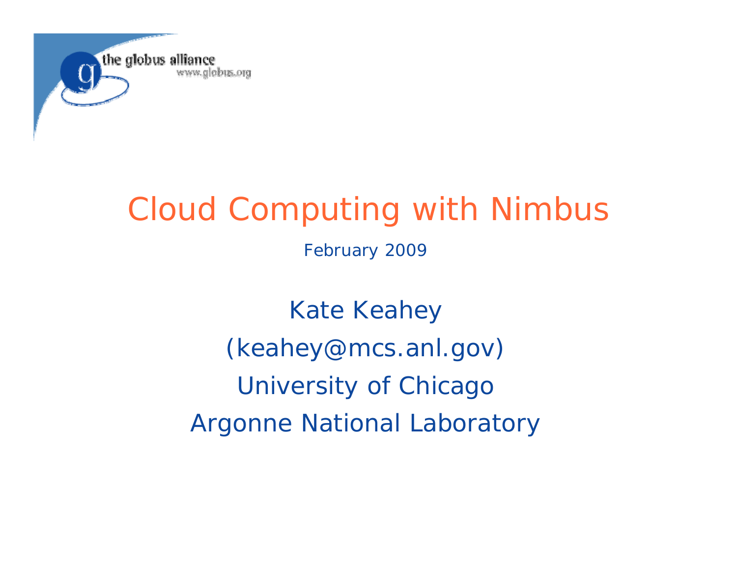# Cloud Computing with Nimbus

February 2009

Kate Keahey

(keahey@mcs.anl.gov)

University of Chicago

Argonne National Laboratory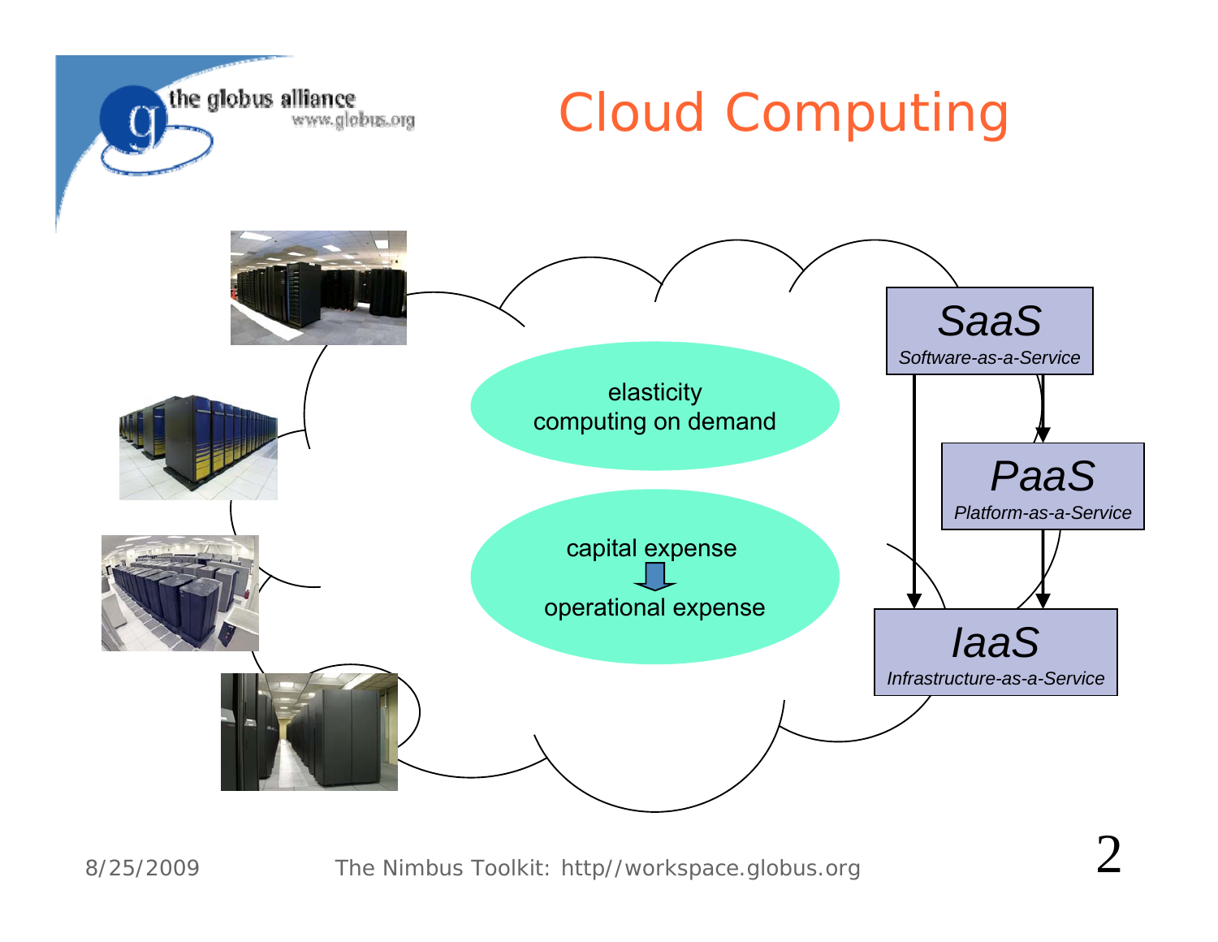# Cloud Computing

elasticity
computing on demand

capital expense
operational expense

**SaaS**
*Software-as-a-Service*

**PaaS**
*Platform-as-a-Service*

**IaaS**
*Infrastructure-as-a-Service*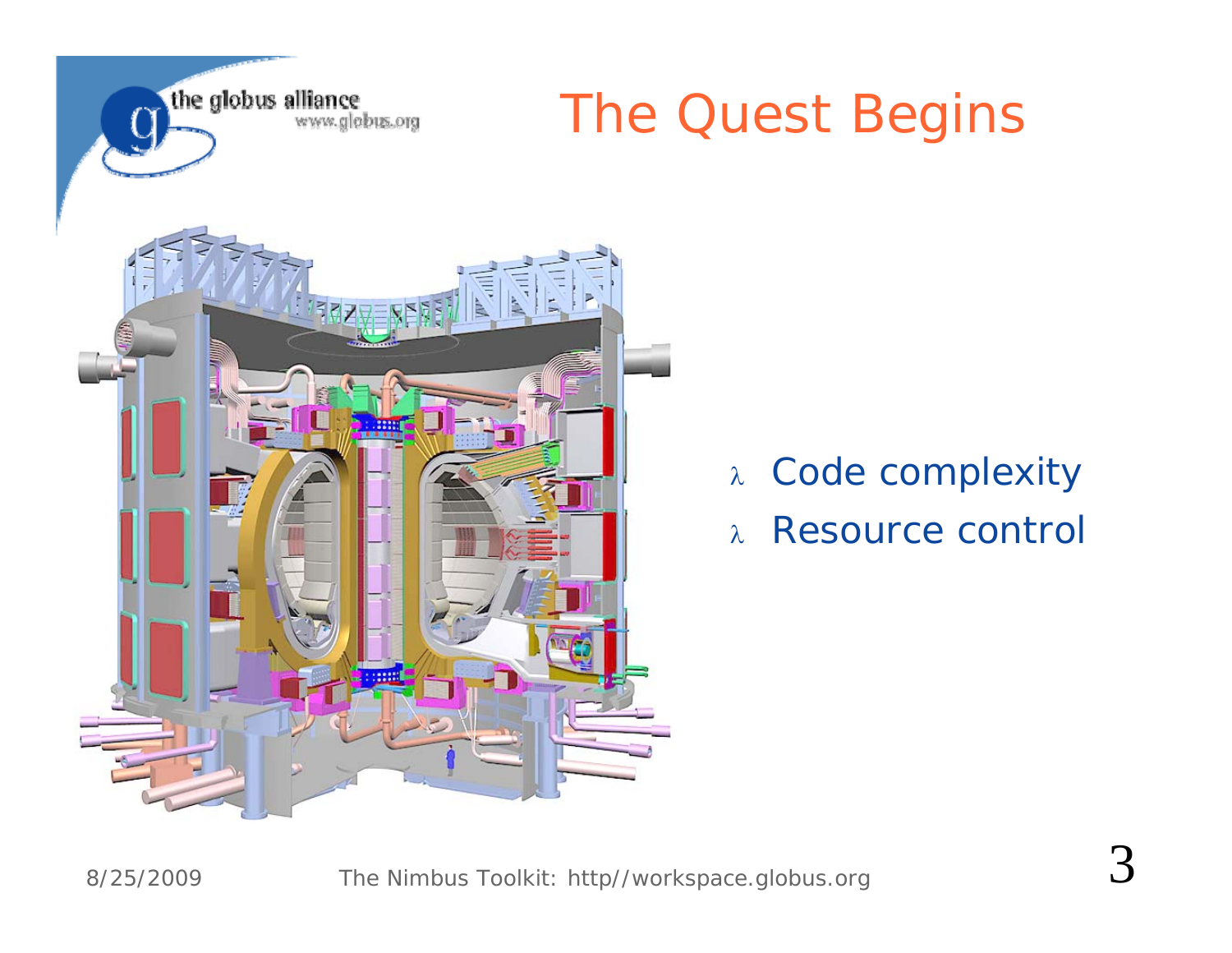# The Quest Begins

- Code complexity
- Resource control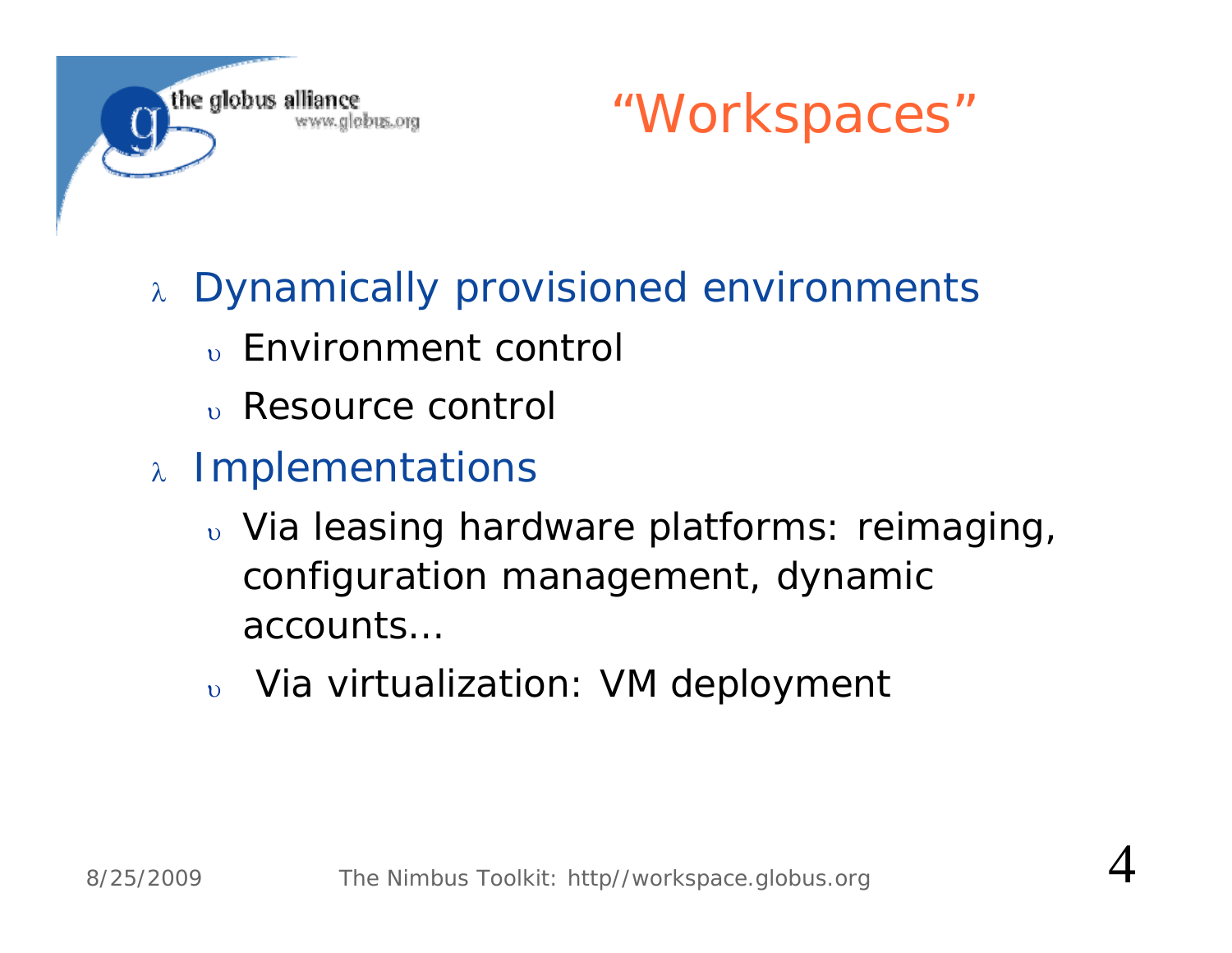# "Workspaces"

- Dynamically provisioned environments
  - Environment control
  - Resource control
- Implementations
  - Via leasing hardware platforms: reimaging, configuration management, dynamic accounts…
  - Via virtualization: VM deployment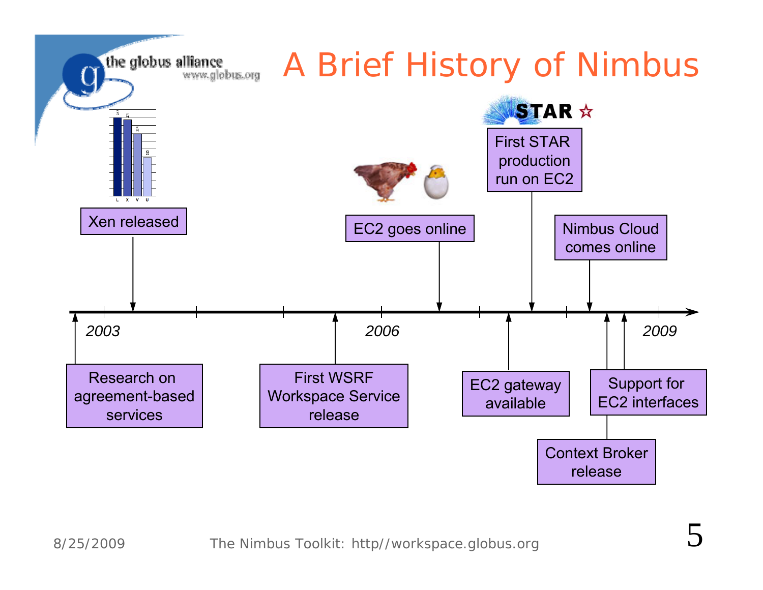# A Brief History of Nimbus

Timeline (2003 – 2009):

- Research on agreement-based services (2003)
- Xen released
- First WSRF Workspace Service release
- EC2 goes online (2006)
- EC2 gateway available
- First STAR production run on EC2
- Nimbus Cloud comes online
- Context Broker release
- Support for EC2 interfaces (2009)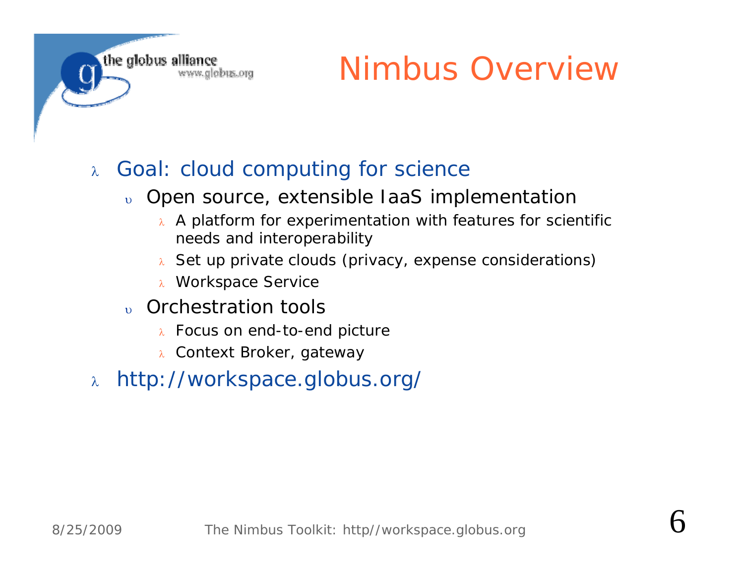# Nimbus Overview

- Goal: cloud computing for science
  - Open source, extensible IaaS implementation
    - A platform for experimentation with features for scientific needs and interoperability
    - Set up private clouds (privacy, expense considerations)
    - Workspace Service
  - Orchestration tools
    - Focus on end-to-end picture
    - Context Broker, gateway
- http://workspace.globus.org/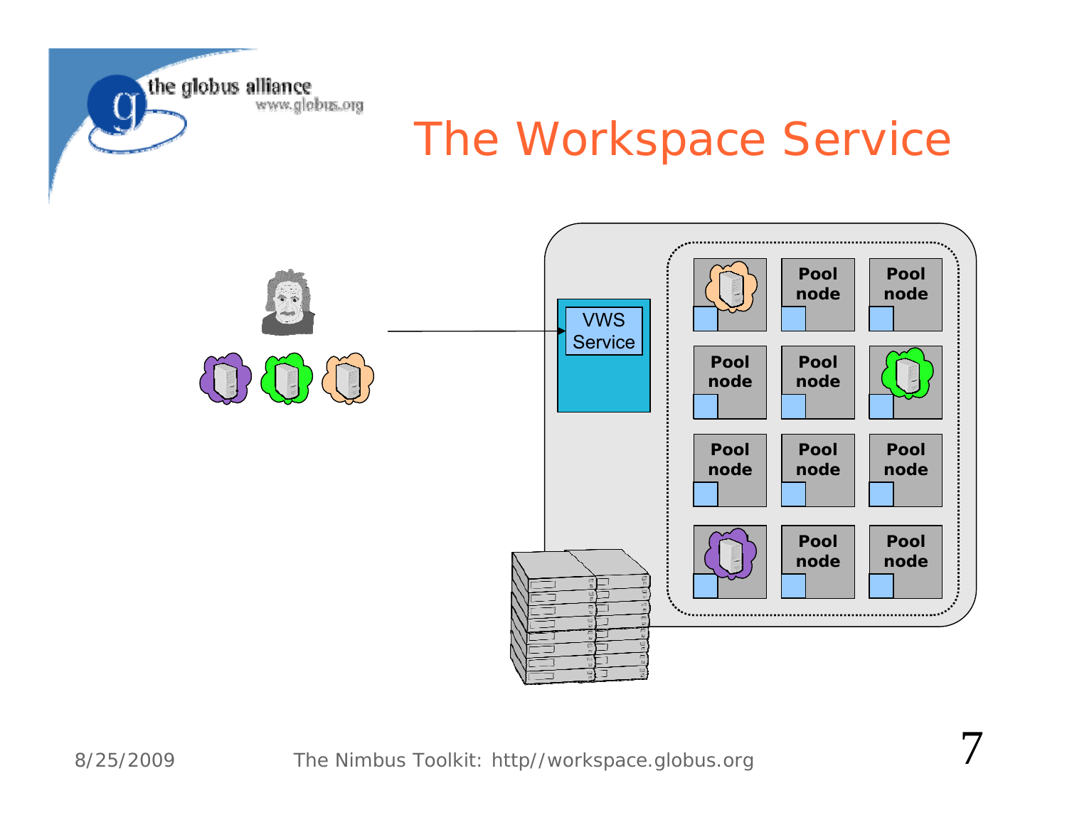# The Workspace Service

VWS Service

| Pool node | Pool node | Pool node |
| --- | --- | --- |
| | Pool node | Pool node |
| Pool node | Pool node | |
| Pool node | Pool node | Pool node |
| | Pool node | Pool node |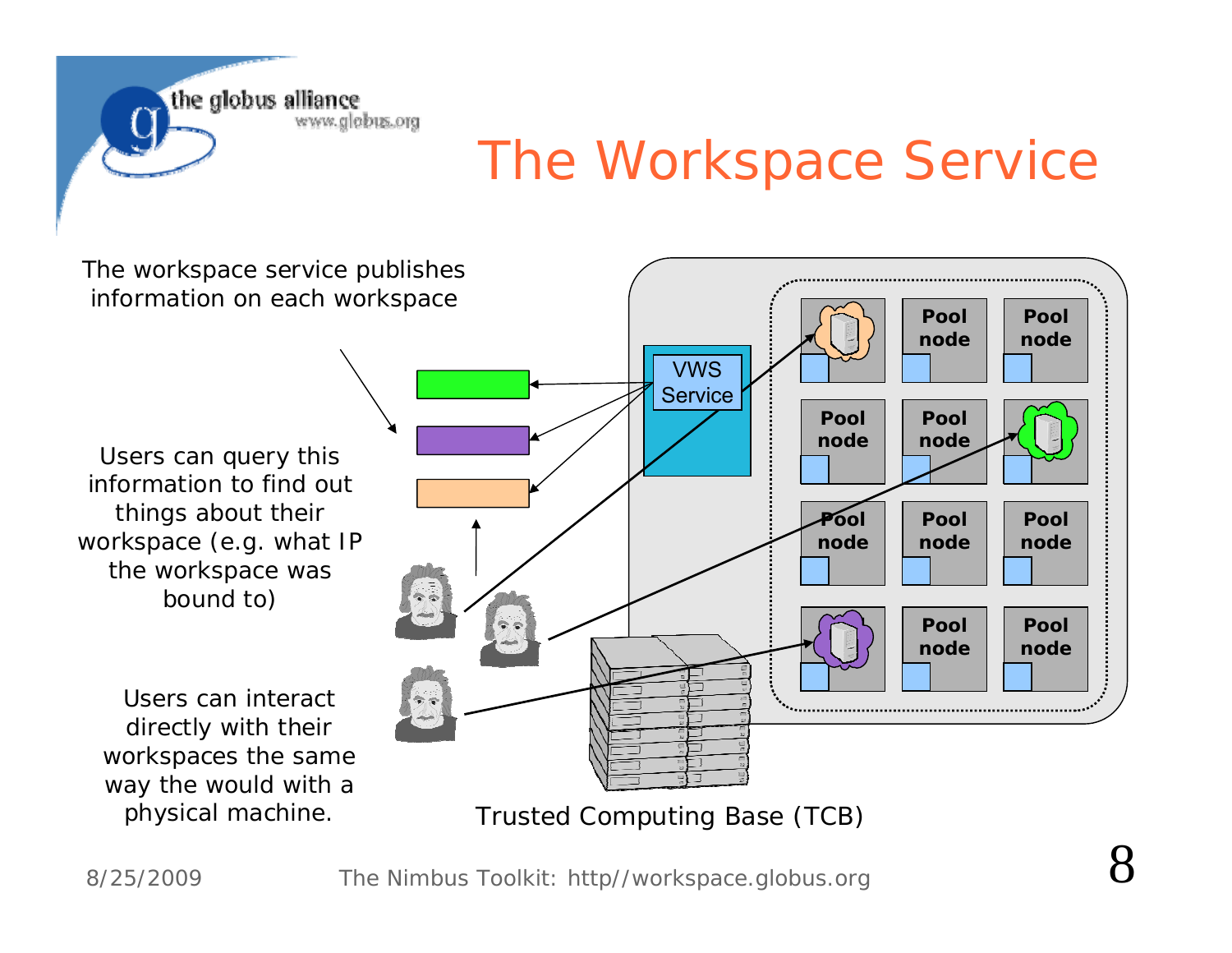# The Workspace Service

The workspace service publishes information on each workspace

Users can query this information to find out things about their workspace (e.g. what IP the workspace was bound to)

Users can interact directly with their workspaces the same way the would with a physical machine.

VWS Service

Pool node

Trusted Computing Base (TCB)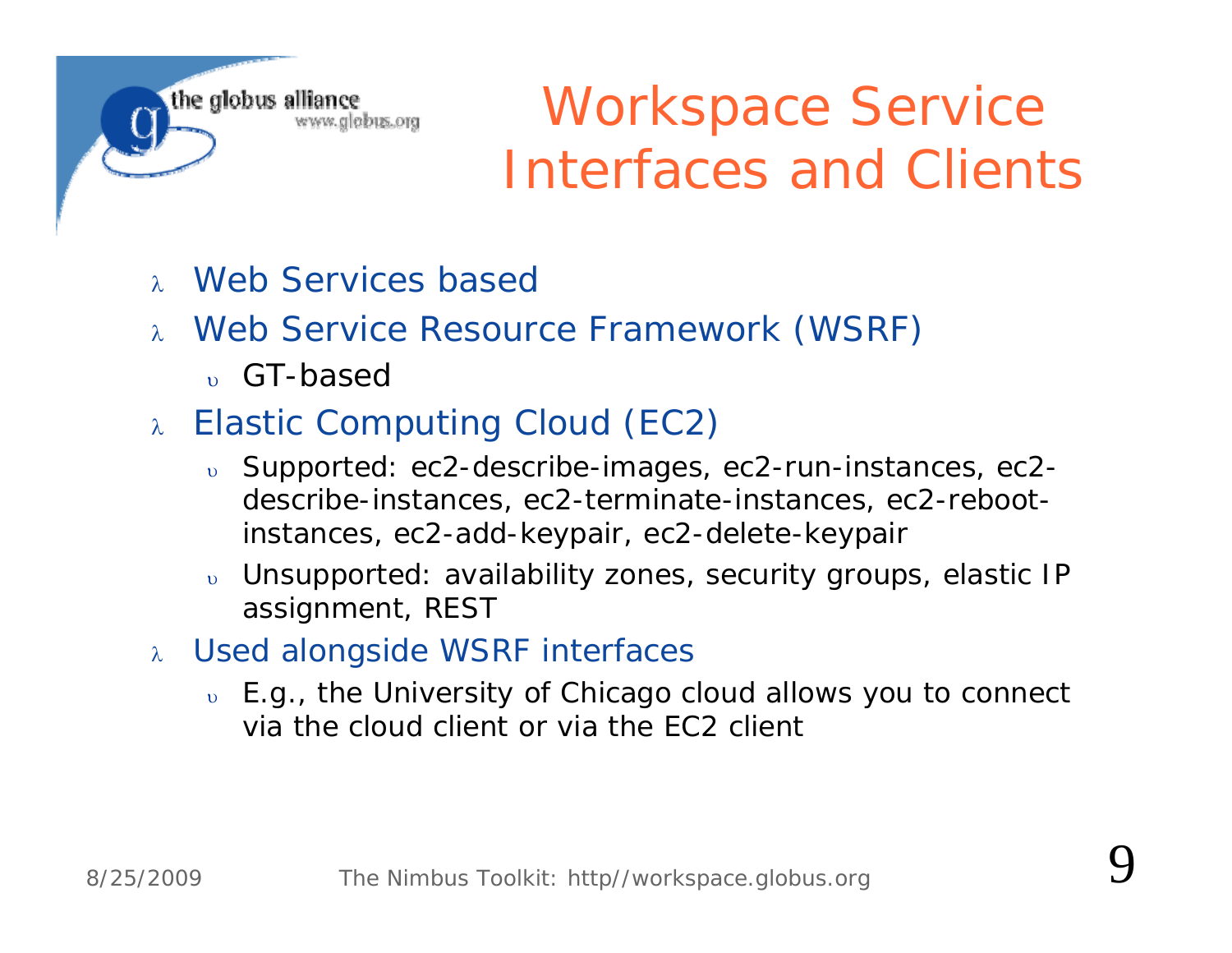# Workspace Service Interfaces and Clients

- Web Services based
- Web Service Resource Framework (WSRF)
  - GT-based
- Elastic Computing Cloud (EC2)
  - Supported: ec2-describe-images, ec2-run-instances, ec2-describe-instances, ec2-terminate-instances, ec2-reboot-instances, ec2-add-keypair, ec2-delete-keypair
  - Unsupported: availability zones, security groups, elastic IP assignment, REST
- Used alongside WSRF interfaces
  - E.g., the University of Chicago cloud allows you to connect via the cloud client or via the EC2 client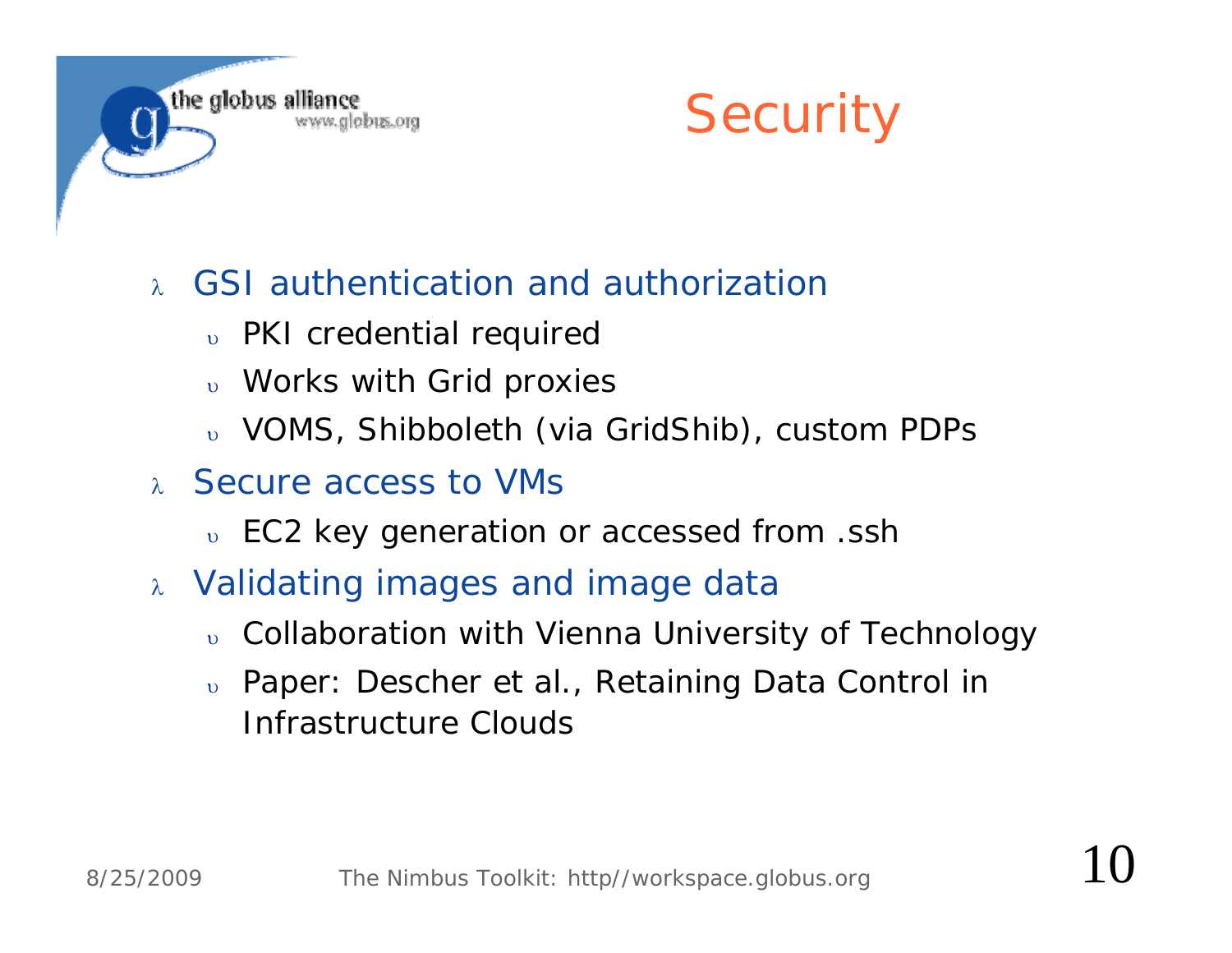# Security

- GSI authentication and authorization
  - PKI credential required
  - Works with Grid proxies
  - VOMS, Shibboleth (via GridShib), custom PDPs
- Secure access to VMs
  - EC2 key generation or accessed from .ssh
- Validating images and image data
  - Collaboration with Vienna University of Technology
  - Paper: Descher et al., Retaining Data Control in Infrastructure Clouds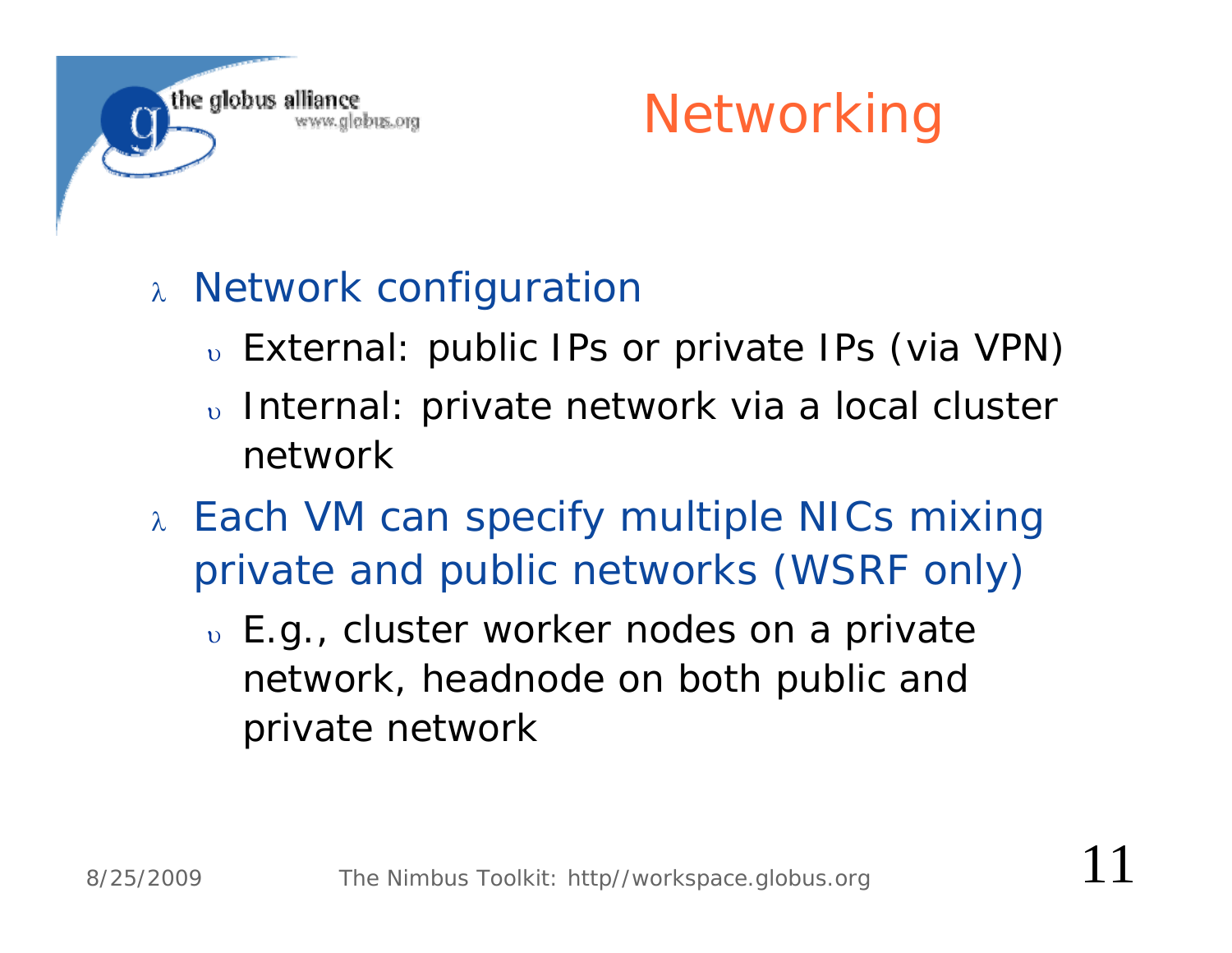# Networking

- Network configuration
  - External: public IPs or private IPs (via VPN)
  - Internal: private network via a local cluster network
- Each VM can specify multiple NICs mixing private and public networks (WSRF only)
  - E.g., cluster worker nodes on a private network, headnode on both public and private network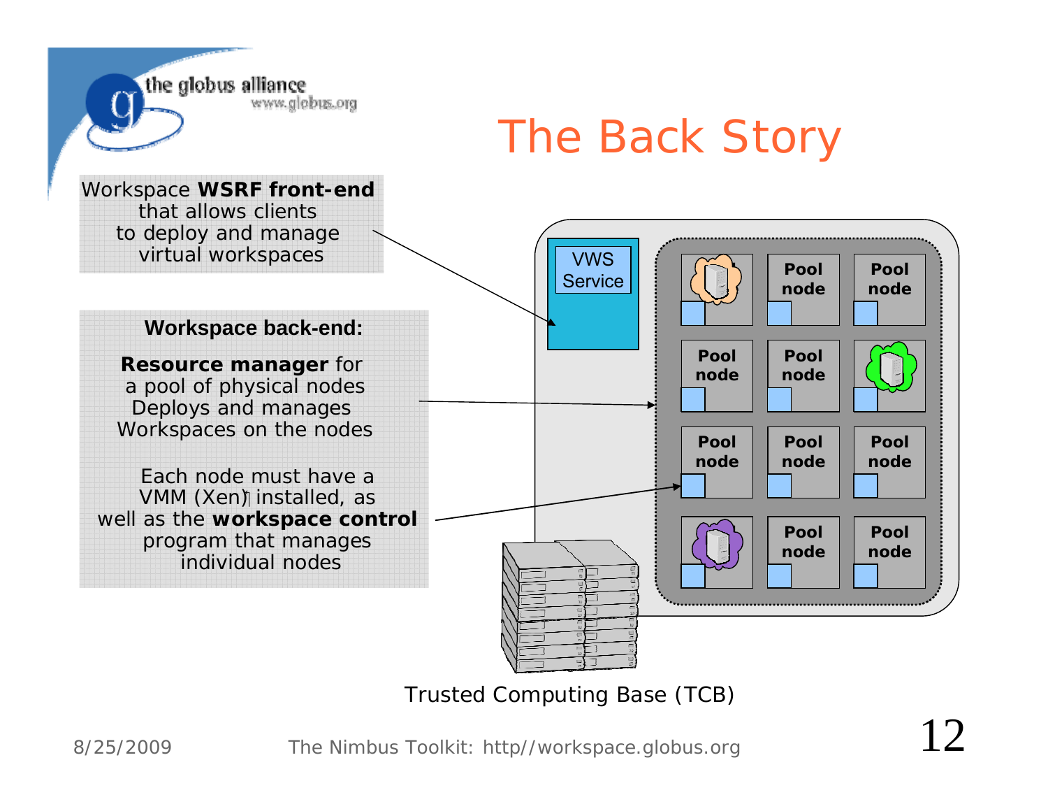# The Back Story

Workspace **WSRF front-end** that allows clients to deploy and manage virtual workspaces

**Workspace back-end:**

**Resource manager** for a pool of physical nodes
Deploys and manages Workspaces on the nodes

Each node must have a VMM (Xen) installed, as well as the **workspace control** program that manages individual nodes

VWS Service

Pool node

Trusted Computing Base (TCB)

8/25/2009 The Nimbus Toolkit: http//workspace.globus.org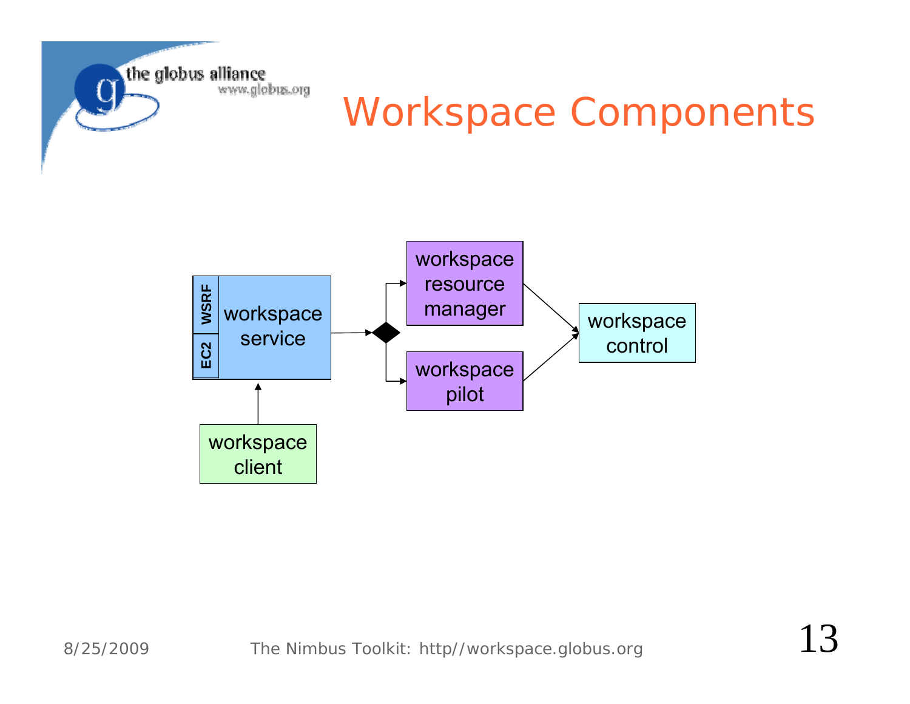# Workspace Components

- WSRF / EC2 — workspace service
- workspace client → workspace service
- workspace service → workspace resource manager / workspace pilot
- workspace resource manager → workspace control
- workspace pilot → workspace control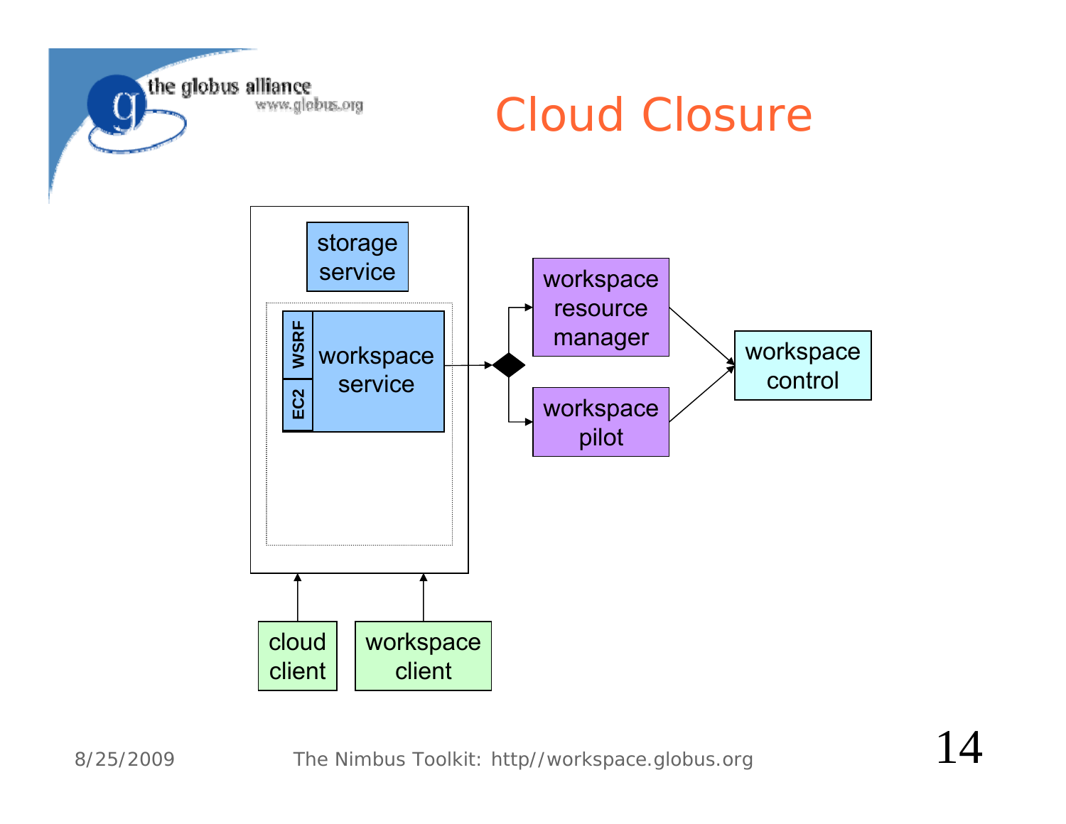# Cloud Closure

storage service

WSRF | EC2 | workspace service

workspace resource manager

workspace pilot

workspace control

cloud client

workspace client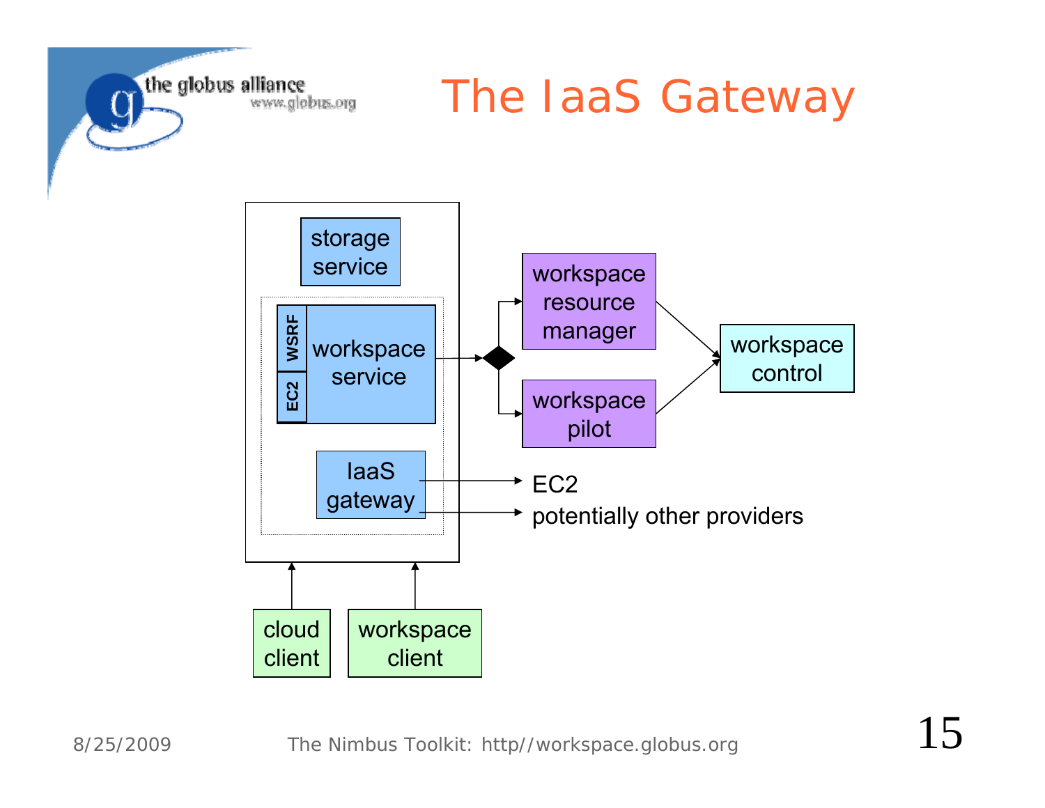# The IaaS Gateway

storage service

WSRF

EC2

workspace service

IaaS gateway

workspace resource manager

workspace pilot

workspace control

EC2

potentially other providers

cloud client

workspace client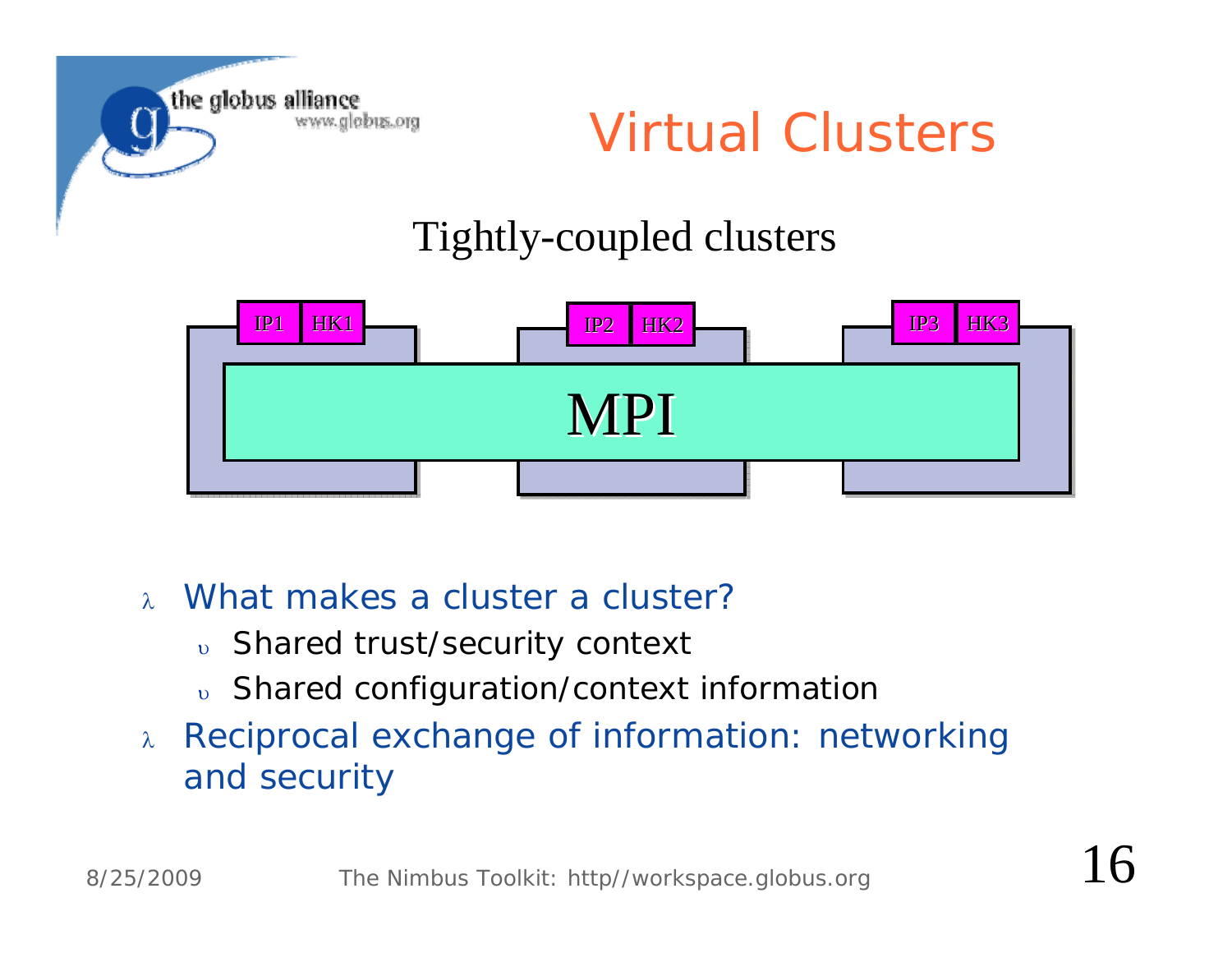# Virtual Clusters

Tightly-coupled clusters

IP1 HK1 | IP2 HK2 | IP3 HK3

MPI

- What makes a cluster a cluster?
  - Shared trust/security context
  - Shared configuration/context information
- Reciprocal exchange of information: networking and security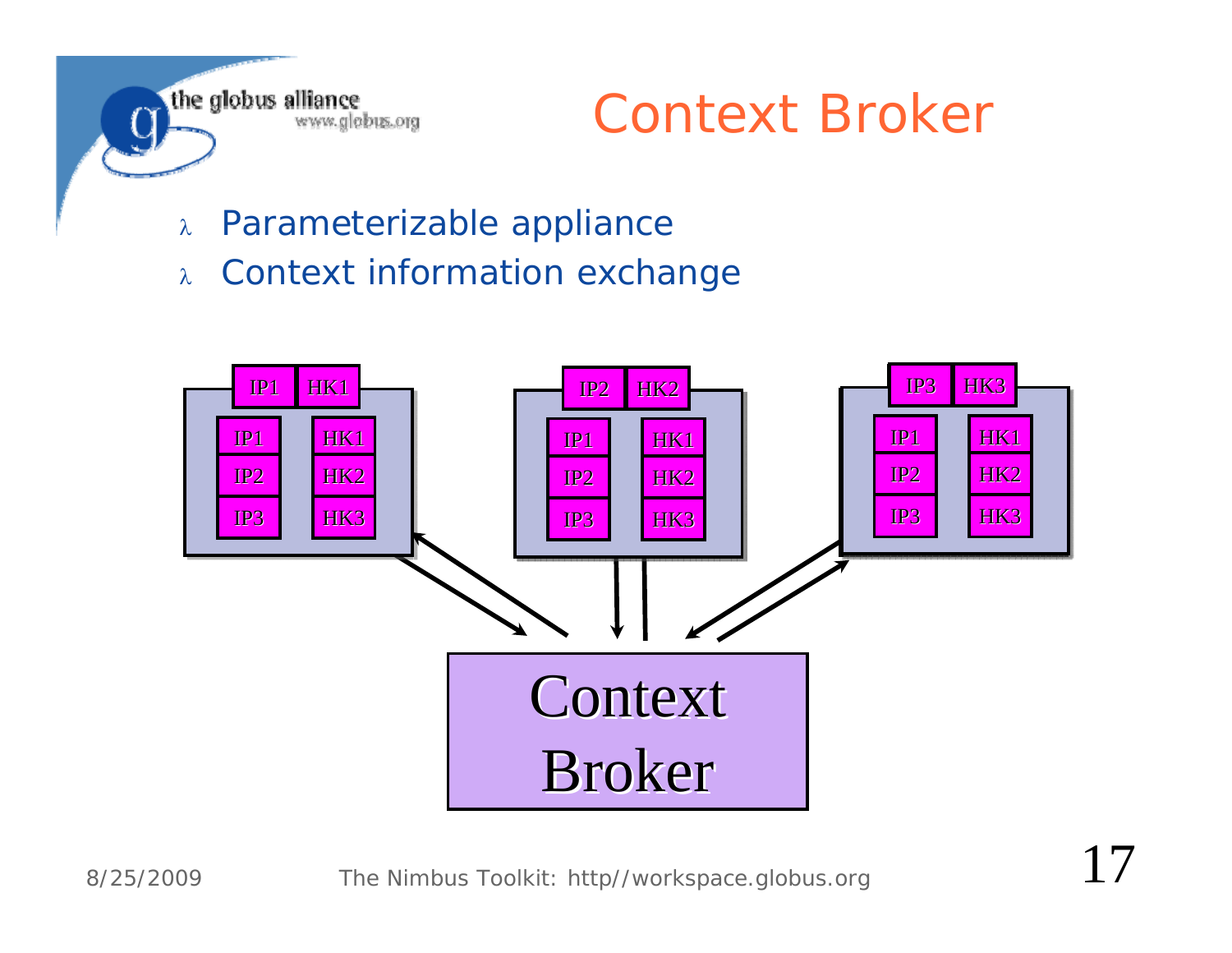# Context Broker

- Parameterizable appliance
- Context information exchange

IP1 HK1

IP1 HK1
IP2 HK2
IP3 HK3

IP2 HK2

IP1 HK1
IP2 HK2
IP3 HK3

IP3 HK3

IP1 HK1
IP2 HK2
IP3 HK3

Context Broker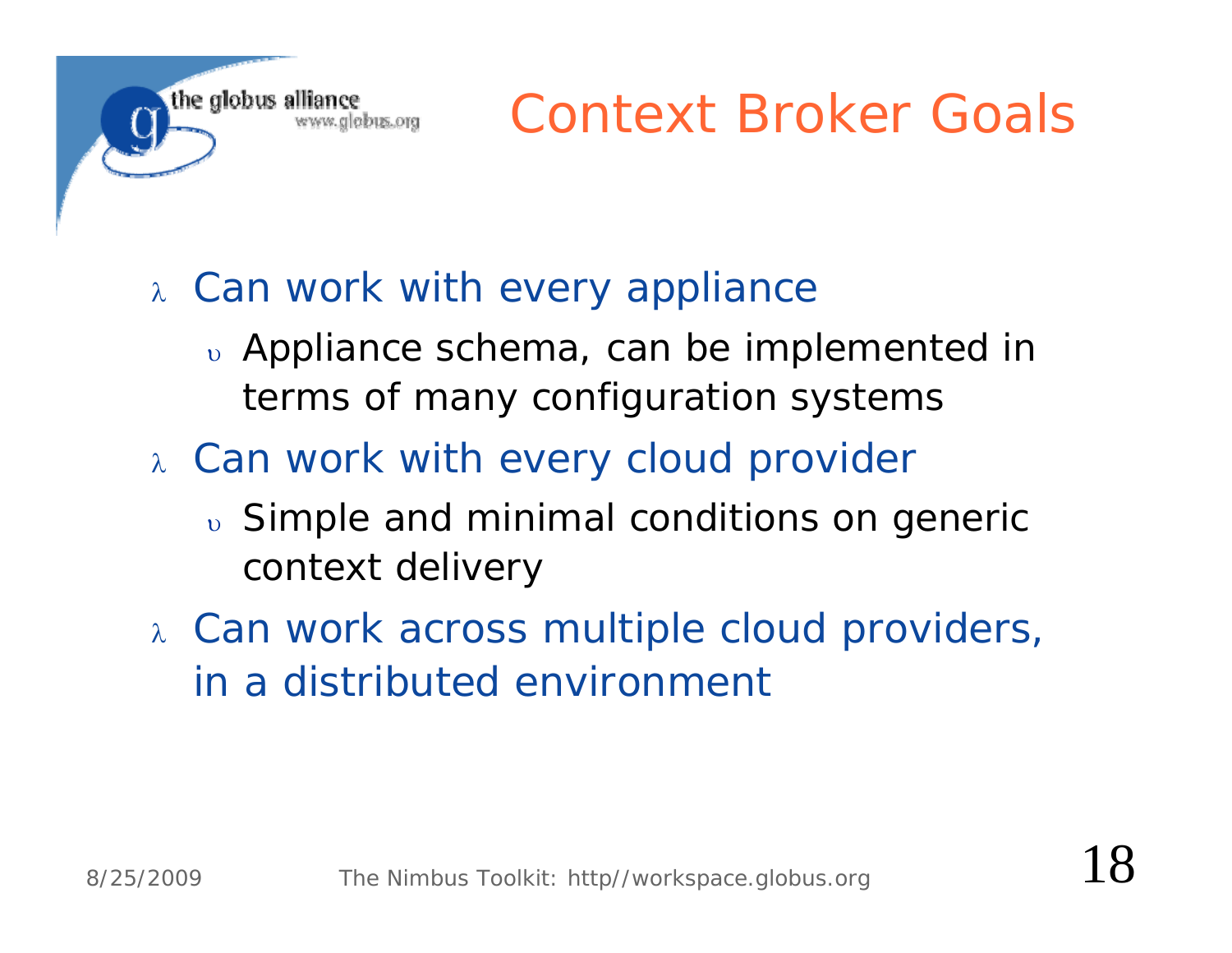# Context Broker Goals

- Can work with every appliance
  - Appliance schema, can be implemented in terms of many configuration systems
- Can work with every cloud provider
  - Simple and minimal conditions on generic context delivery
- Can work across multiple cloud providers, in a distributed environment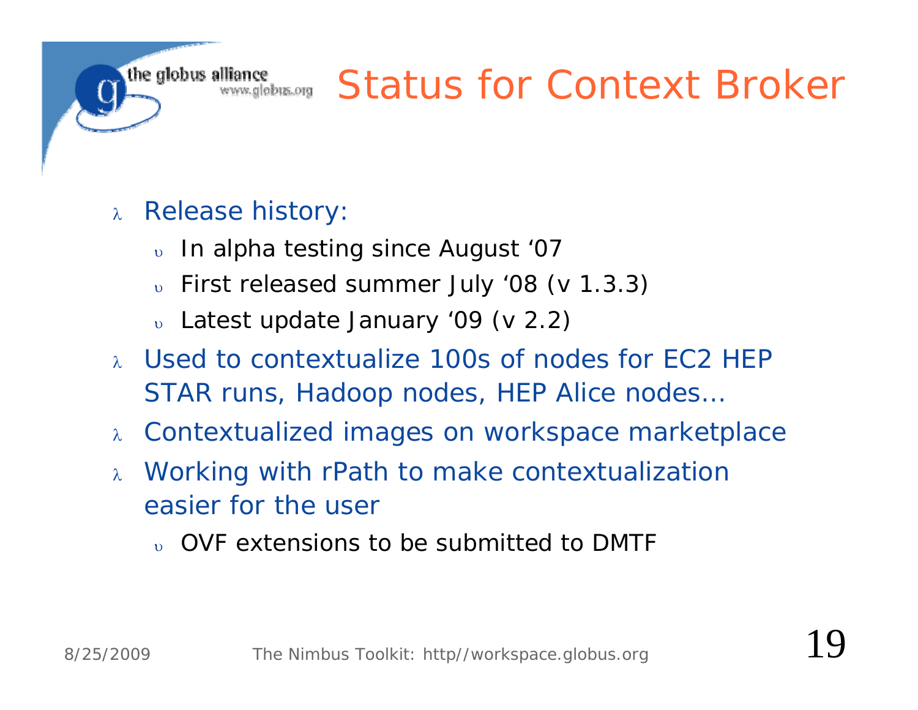# Status for Context Broker

- Release history:
  - In alpha testing since August '07
  - First released summer July '08 (v 1.3.3)
  - Latest update January '09 (v 2.2)
- Used to contextualize 100s of nodes for EC2 HEP STAR runs, Hadoop nodes, HEP Alice nodes…
- Contextualized images on workspace marketplace
- Working with rPath to make contextualization easier for the user
  - OVF extensions to be submitted to DMTF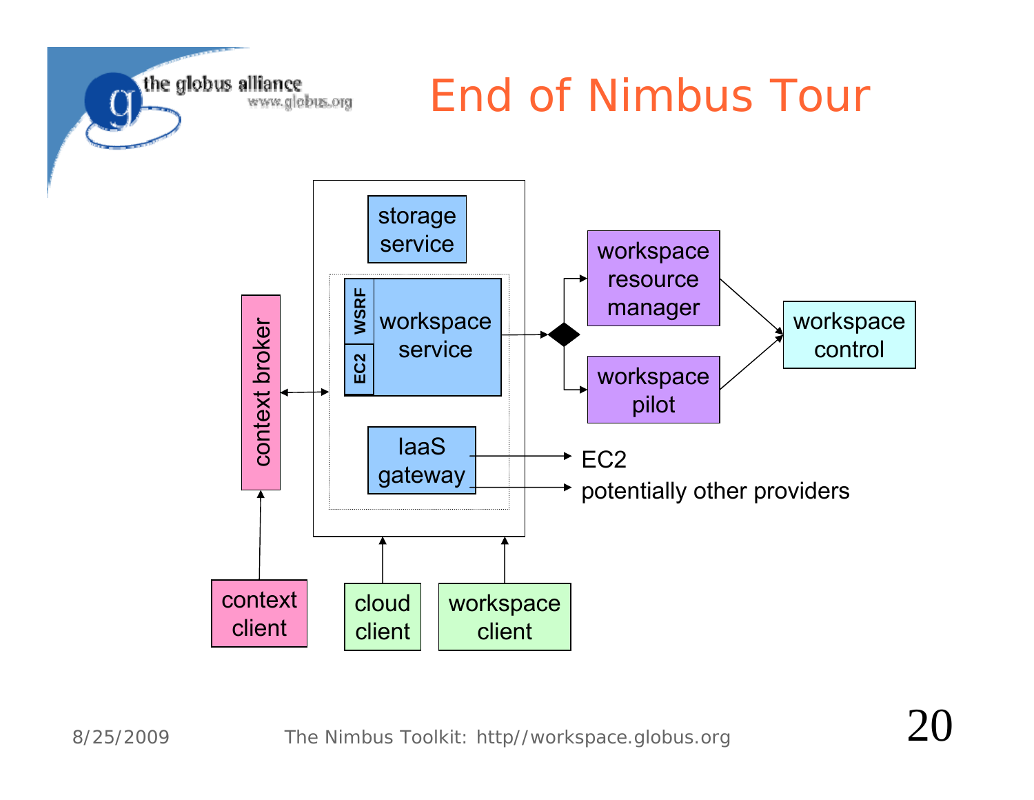# End of Nimbus Tour

storage service

WSRF

EC2

workspace service

context broker

IaaS gateway

EC2

potentially other providers

workspace resource manager

workspace pilot

workspace control

context client

cloud client

workspace client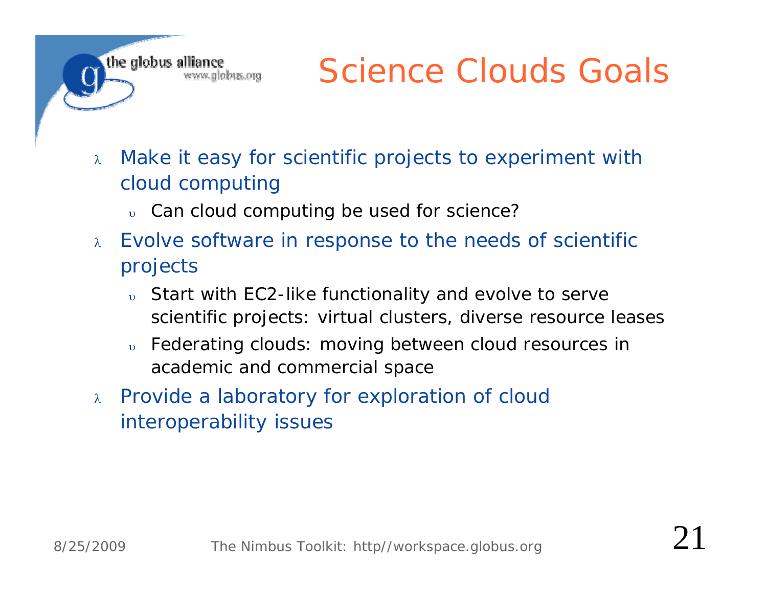# Science Clouds Goals

- Make it easy for scientific projects to experiment with cloud computing
  - Can cloud computing be used for science?
- Evolve software in response to the needs of scientific projects
  - Start with EC2-like functionality and evolve to serve scientific projects: virtual clusters, diverse resource leases
  - Federating clouds: moving between cloud resources in academic and commercial space
- Provide a laboratory for exploration of cloud interoperability issues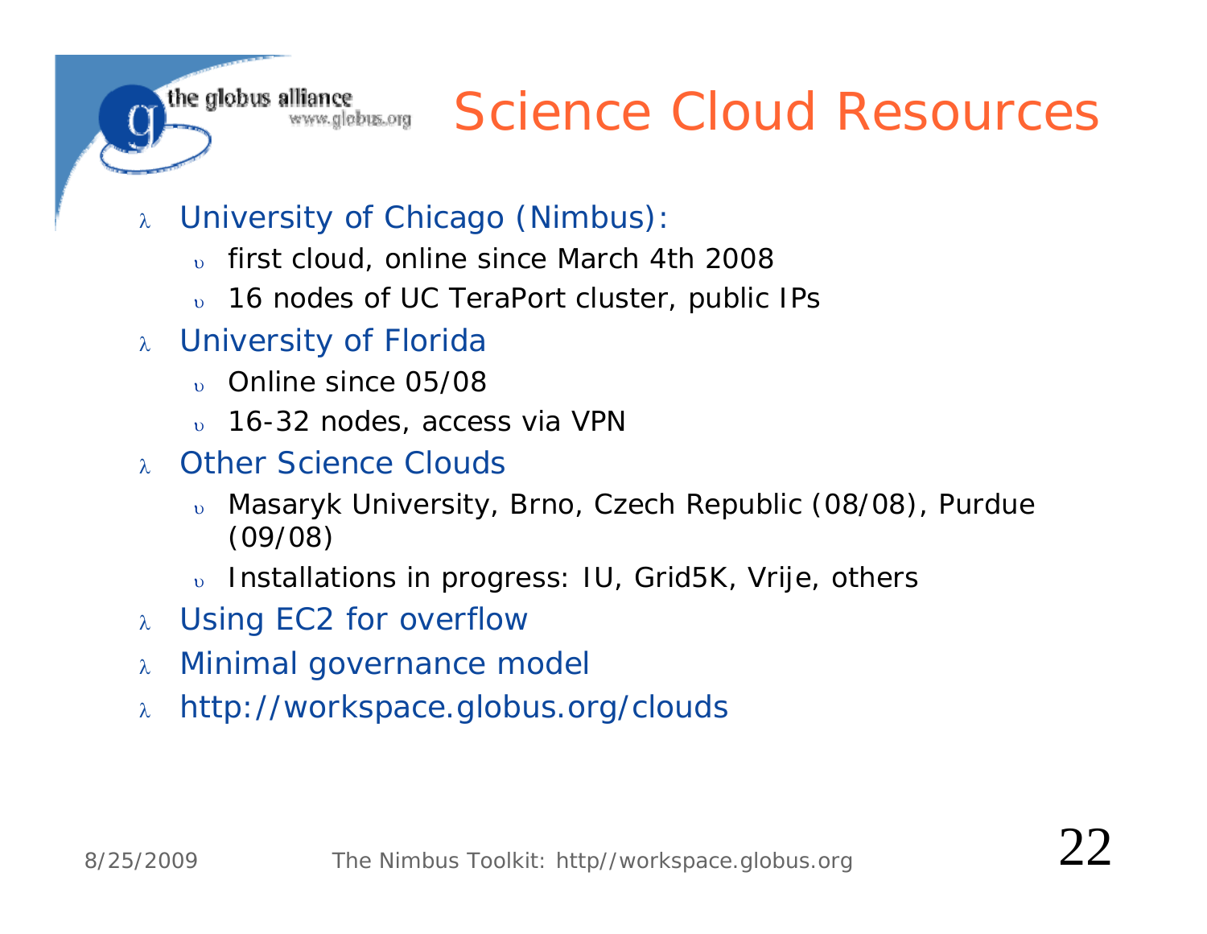# Science Cloud Resources

- University of Chicago (Nimbus):
  - first cloud, online since March 4th 2008
  - 16 nodes of UC TeraPort cluster, public IPs
- University of Florida
  - Online since 05/08
  - 16-32 nodes, access via VPN
- Other Science Clouds
  - Masaryk University, Brno, Czech Republic (08/08), Purdue (09/08)
  - Installations in progress: IU, Grid5K, Vrije, others
- Using EC2 for overflow
- Minimal governance model
- http://workspace.globus.org/clouds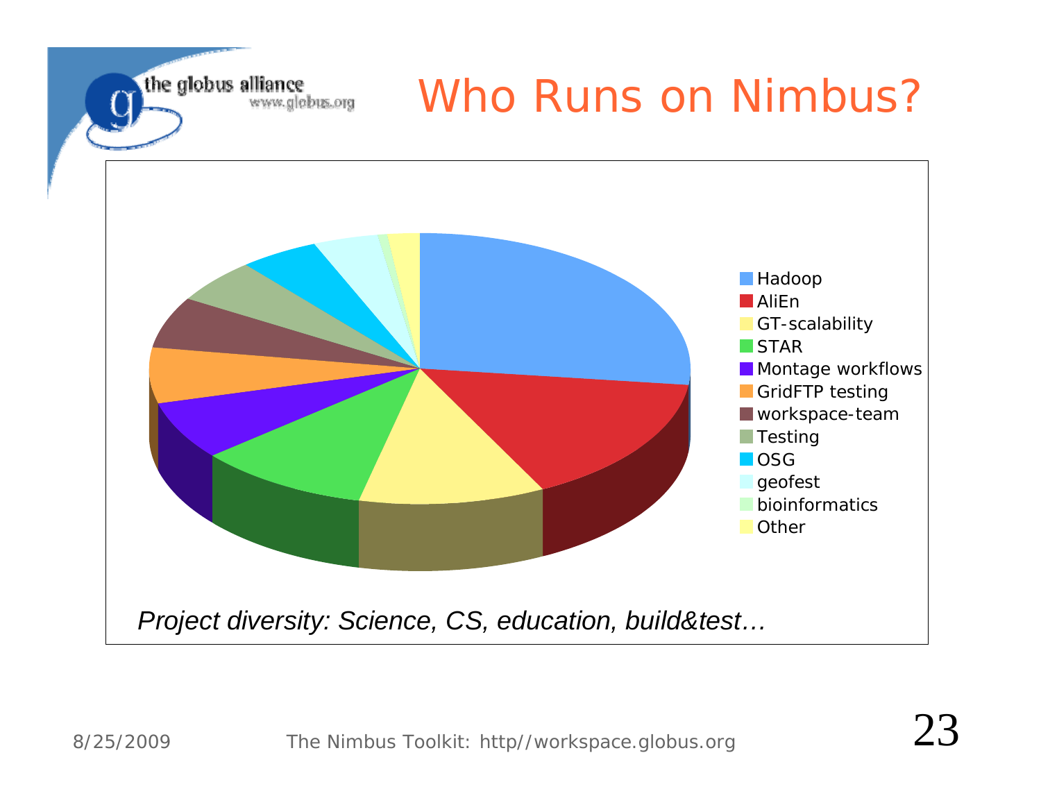# Who Runs on Nimbus?

- Hadoop
- AliEn
- GT-scalability
- STAR
- Montage workflows
- GridFTP testing
- workspace-team
- Testing
- OSG
- geofest
- bioinformatics
- Other

*Project diversity: Science, CS, education, build&test…*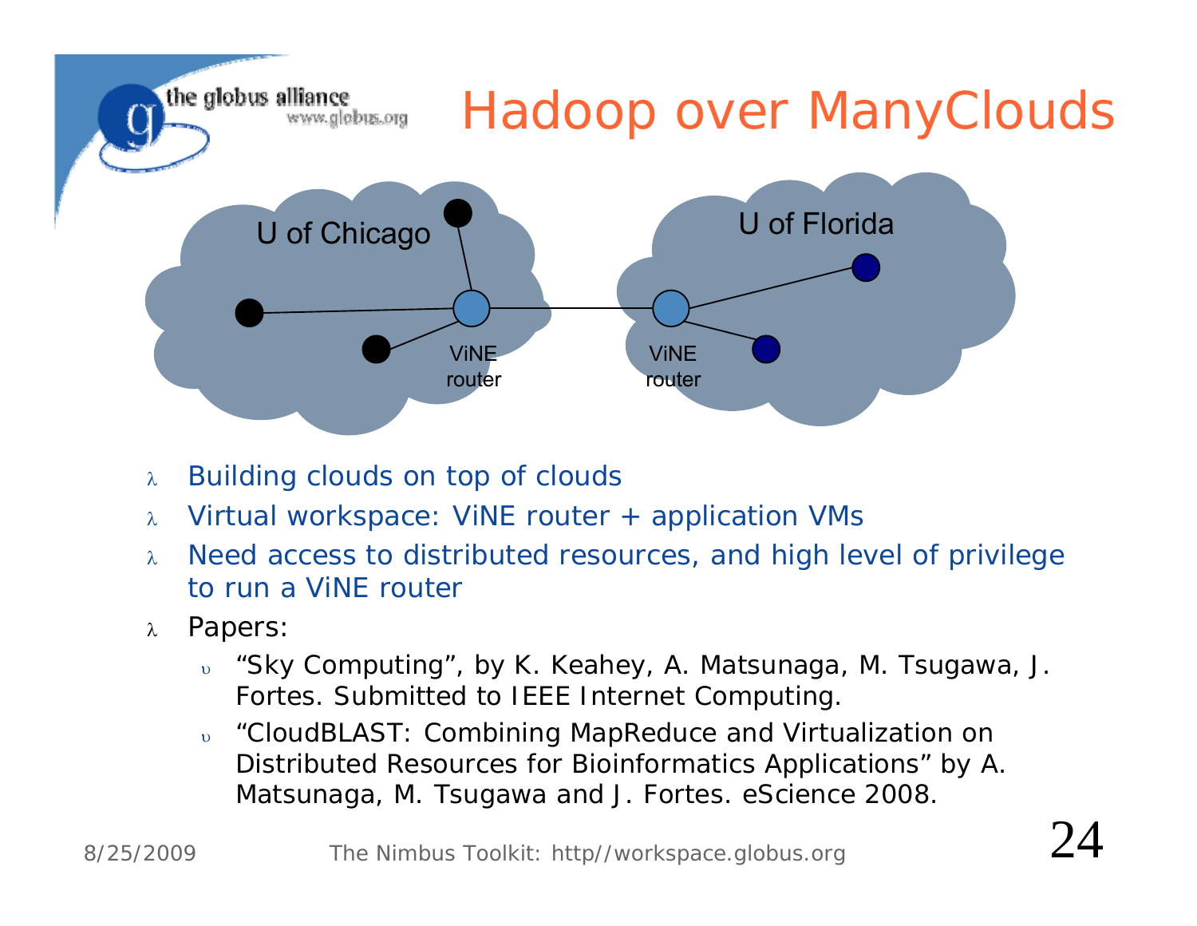# Hadoop over ManyClouds

U of Chicago

ViNE router

ViNE router

U of Florida

- Building clouds on top of clouds
- Virtual workspace: ViNE router + application VMs
- Need access to distributed resources, and high level of privilege to run a ViNE router
- Papers:
  - "Sky Computing", by K. Keahey, A. Matsunaga, M. Tsugawa, J. Fortes. Submitted to IEEE Internet Computing.
  - "CloudBLAST: Combining MapReduce and Virtualization on Distributed Resources for Bioinformatics Applications" by A. Matsunaga, M. Tsugawa and J. Fortes. eScience 2008.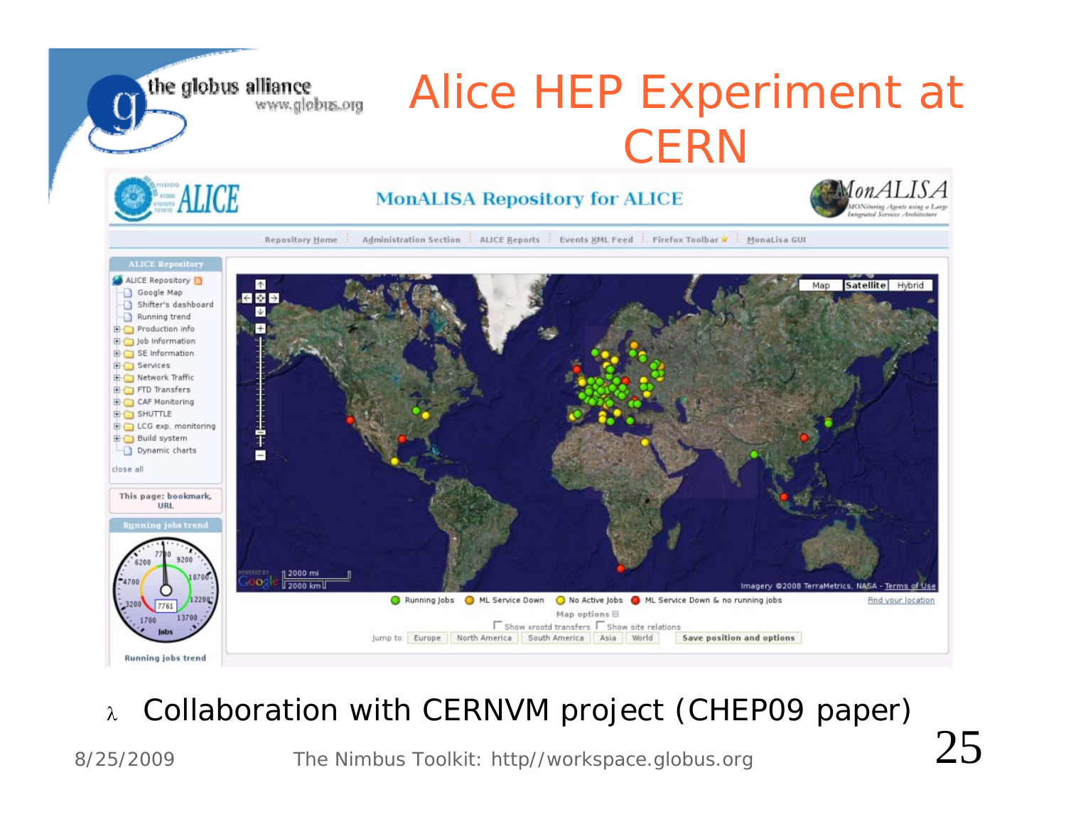# Alice HEP Experiment at CERN

- Collaboration with CERNVM project (CHEP09 paper)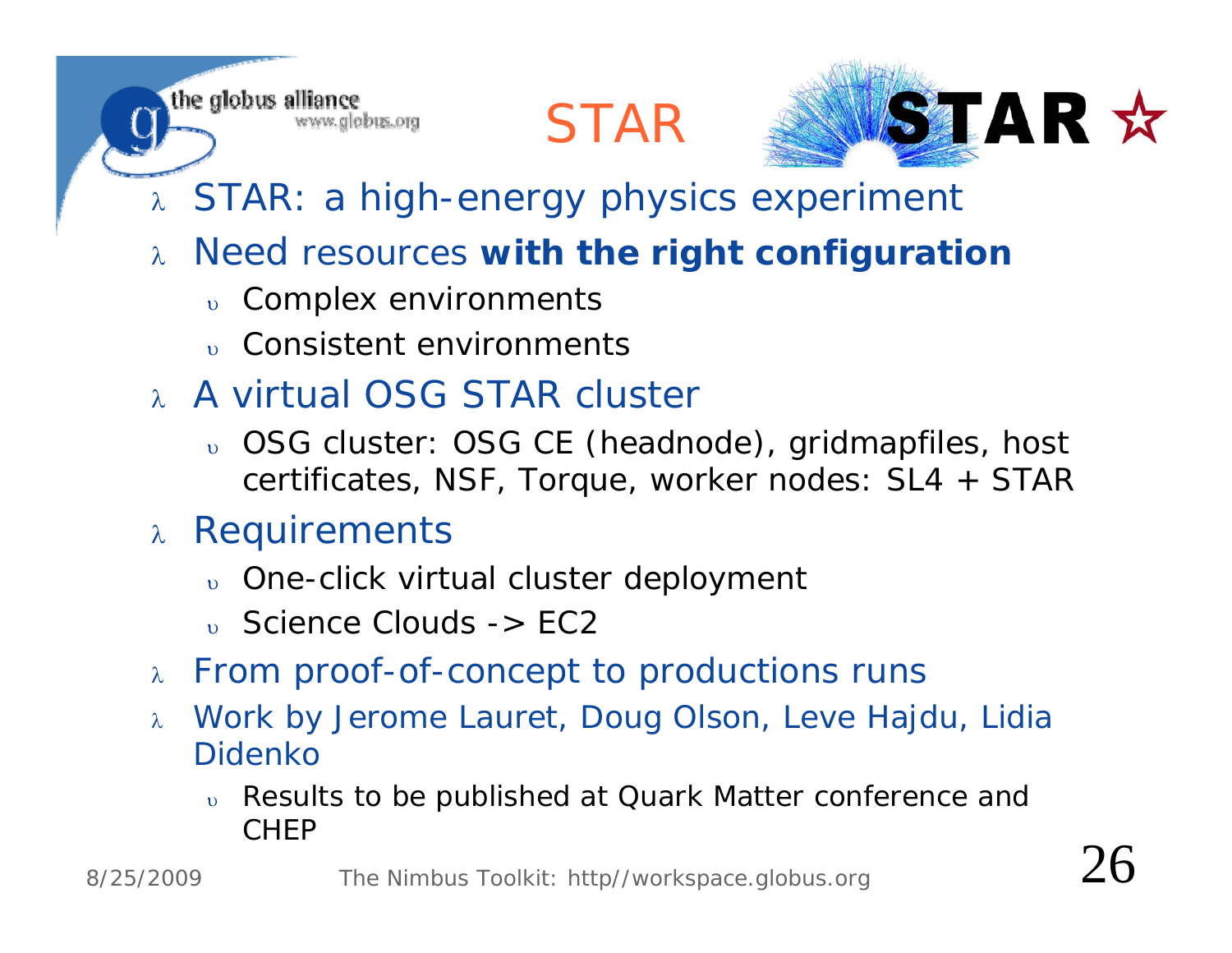# STAR

- STAR: a high-energy physics experiment
- Need resources **with the right configuration**
  - Complex environments
  - Consistent environments
- A virtual OSG STAR cluster
  - OSG cluster: OSG CE (headnode), gridmapfiles, host certificates, NSF, Torque, worker nodes: SL4 + STAR
- Requirements
  - One-click virtual cluster deployment
  - Science Clouds -> EC2
- From proof-of-concept to productions runs
- Work by Jerome Lauret, Doug Olson, Leve Hajdu, Lidia Didenko
  - Results to be published at Quark Matter conference and CHEP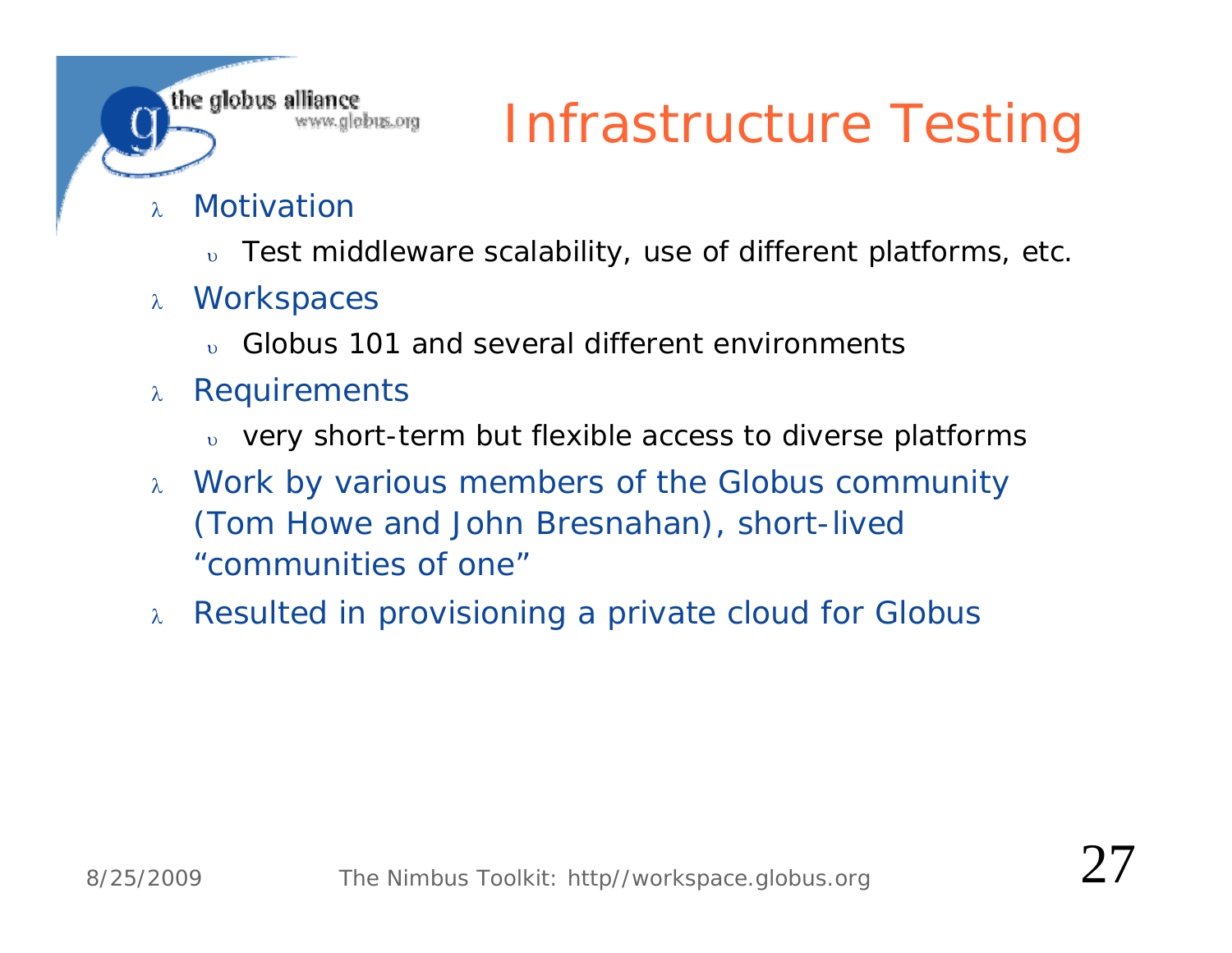# Infrastructure Testing

- Motivation
  - Test middleware scalability, use of different platforms, etc.
- Workspaces
  - Globus 101 and several different environments
- Requirements
  - very short-term but flexible access to diverse platforms
- Work by various members of the Globus community (Tom Howe and John Bresnahan), short-lived "communities of one"
- Resulted in provisioning a private cloud for Globus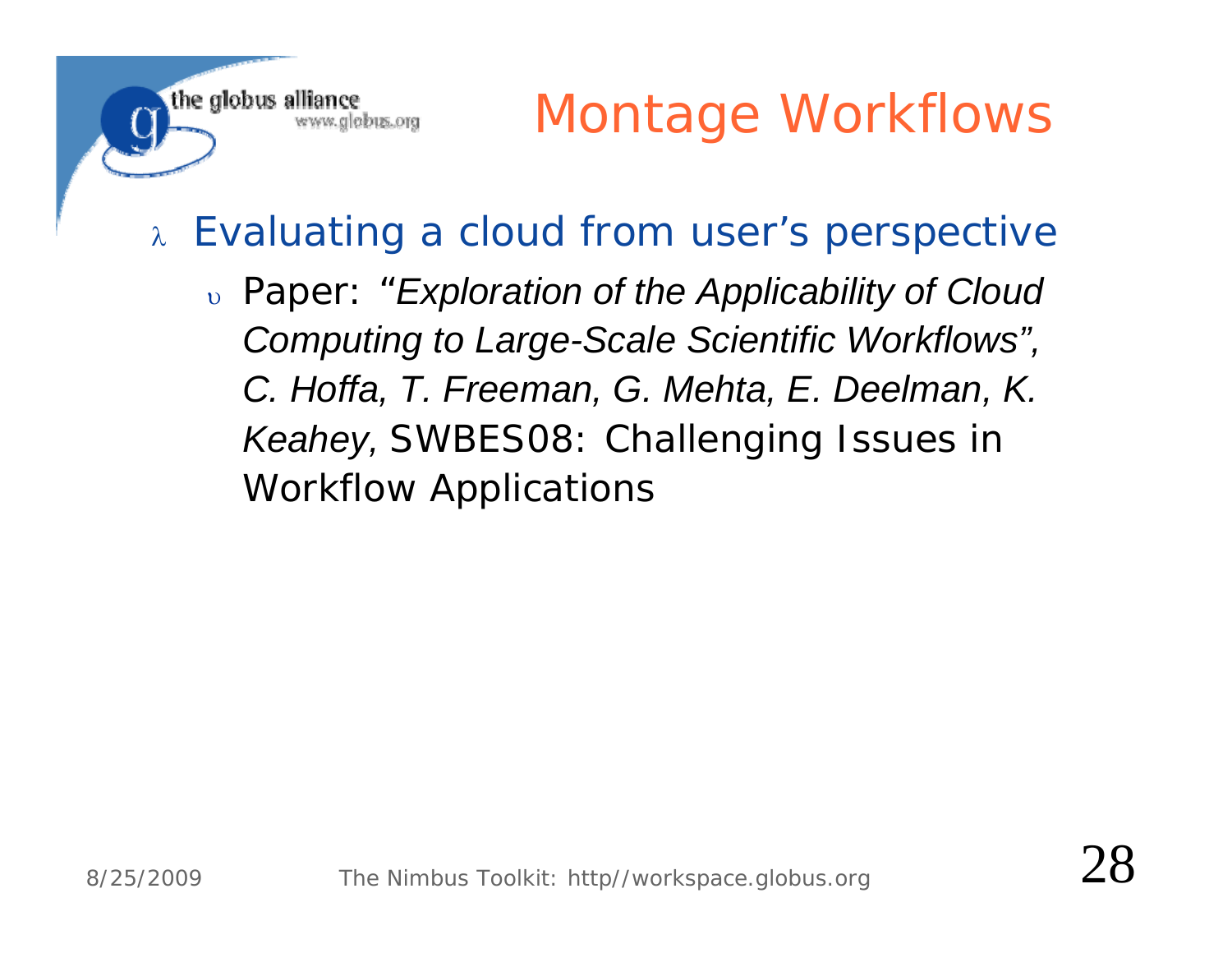# Montage Workflows

- Evaluating a cloud from user's perspective
  - Paper: *"Exploration of the Applicability of Cloud Computing to Large-Scale Scientific Workflows", C. Hoffa, T. Freeman, G. Mehta, E. Deelman, K. Keahey,* SWBES08: Challenging Issues in Workflow Applications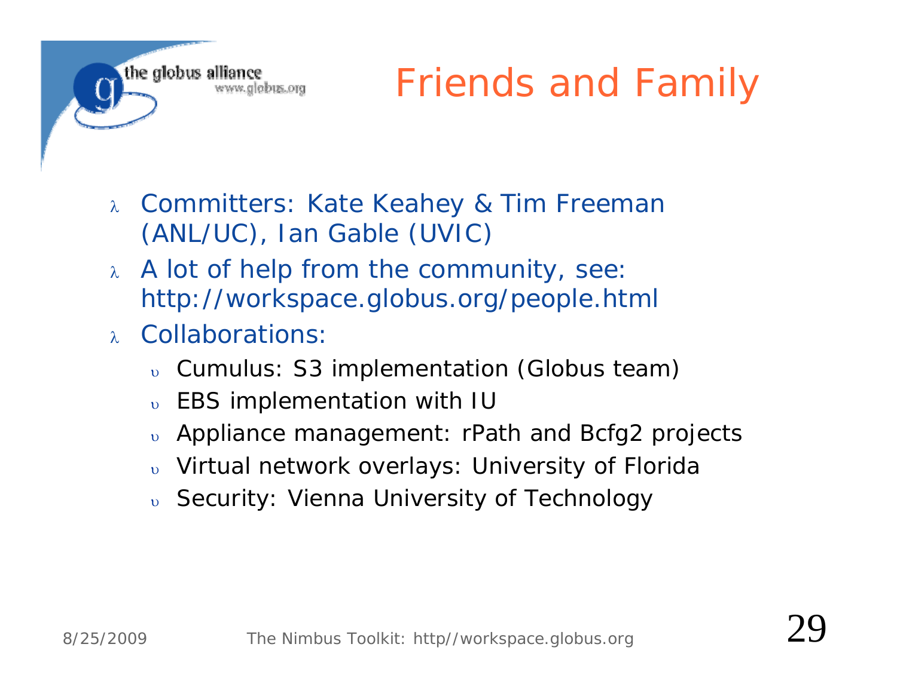# Friends and Family

- Committers: Kate Keahey & Tim Freeman (ANL/UC), Ian Gable (UVIC)
- A lot of help from the community, see: http://workspace.globus.org/people.html
- Collaborations:
  - Cumulus: S3 implementation (Globus team)
  - EBS implementation with IU
  - Appliance management: rPath and Bcfg2 projects
  - Virtual network overlays: University of Florida
  - Security: Vienna University of Technology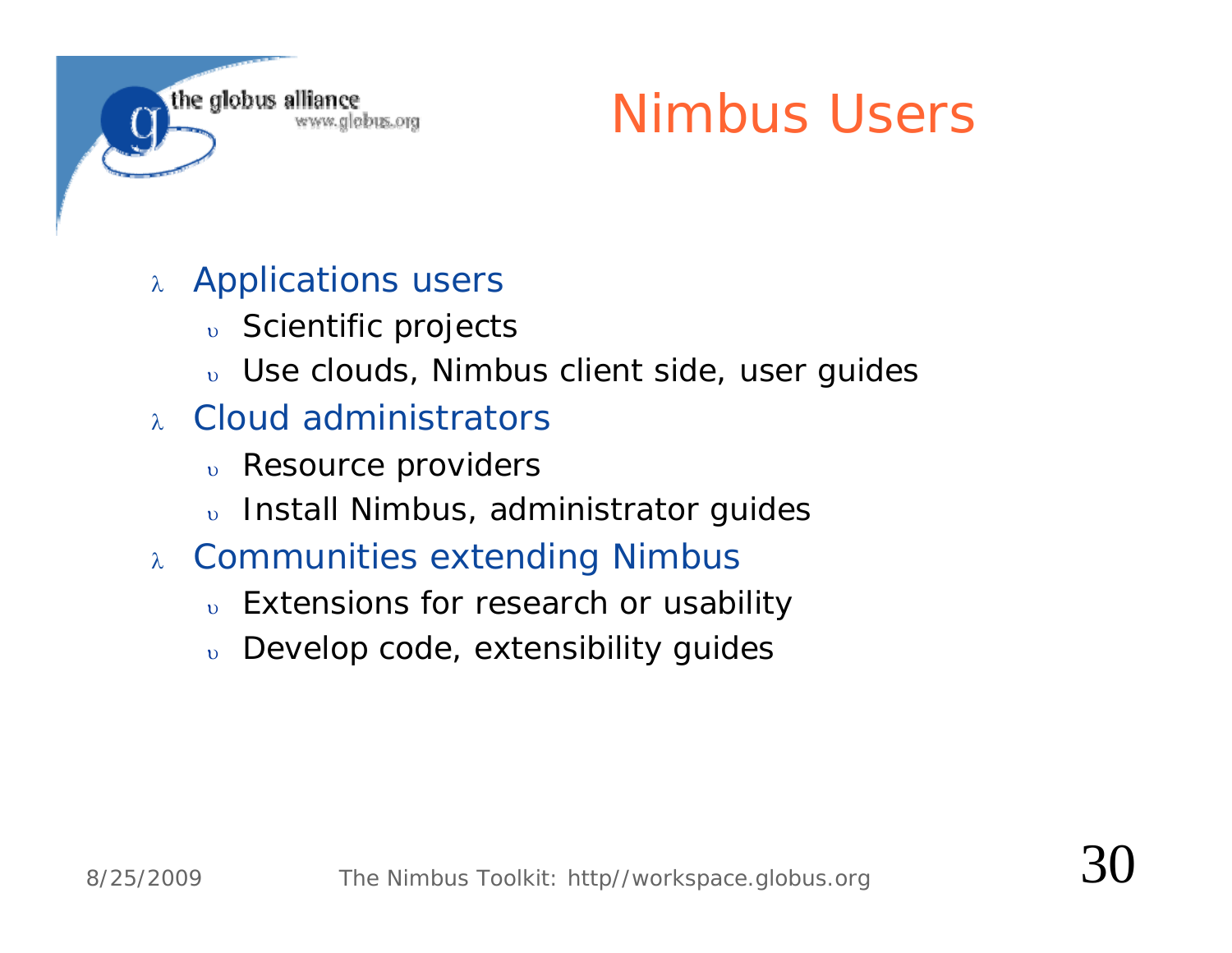# Nimbus Users

- Applications users
  - Scientific projects
  - Use clouds, Nimbus client side, user guides
- Cloud administrators
  - Resource providers
  - Install Nimbus, administrator guides
- Communities extending Nimbus
  - Extensions for research or usability
  - Develop code, extensibility guides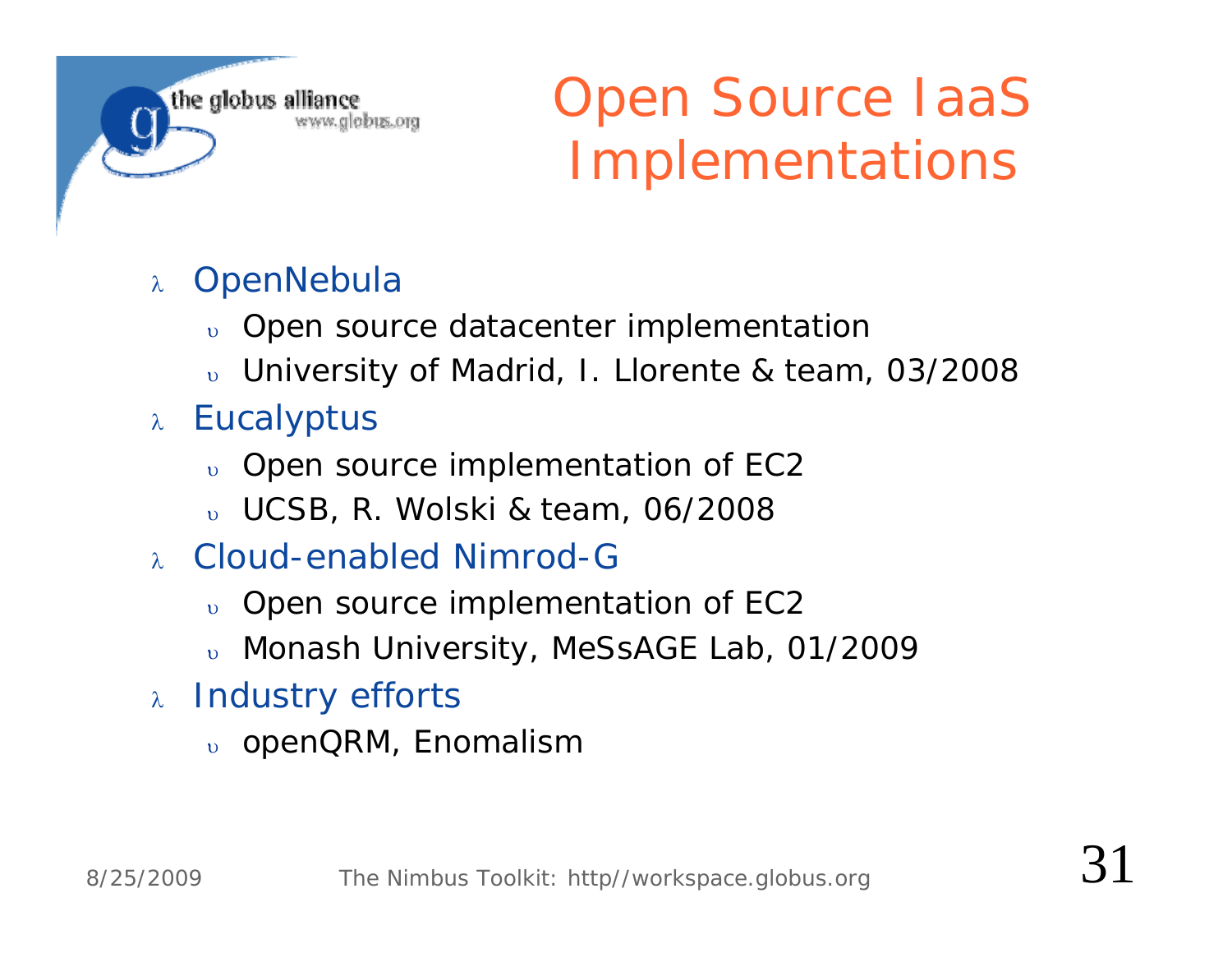# Open Source IaaS Implementations

- OpenNebula
  - Open source datacenter implementation
  - University of Madrid, I. Llorente & team, 03/2008
- Eucalyptus
  - Open source implementation of EC2
  - UCSB, R. Wolski & team, 06/2008
- Cloud-enabled Nimrod-G
  - Open source implementation of EC2
  - Monash University, MeSsAGE Lab, 01/2009
- Industry efforts
  - openQRM, Enomalism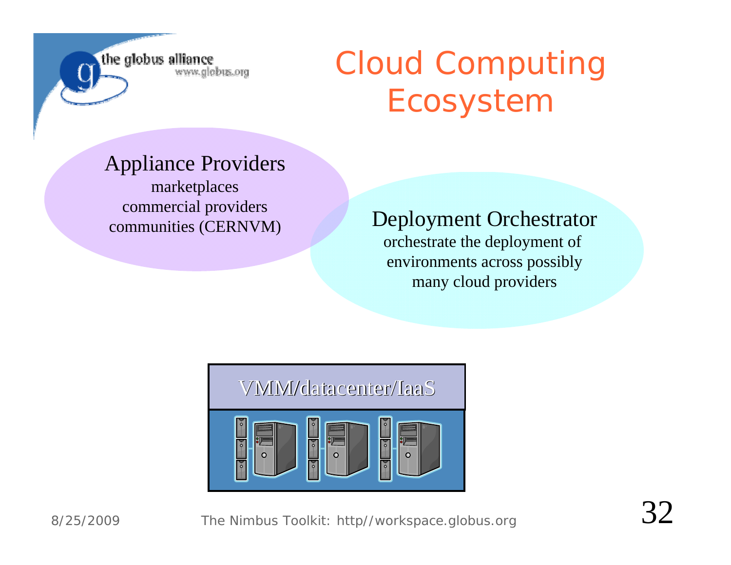# Cloud Computing Ecosystem

**Appliance Providers**
marketplaces
commercial providers
communities (CERNVM)

**Deployment Orchestrator**
orchestrate the deployment of environments across possibly many cloud providers

VMM/datacenter/IaaS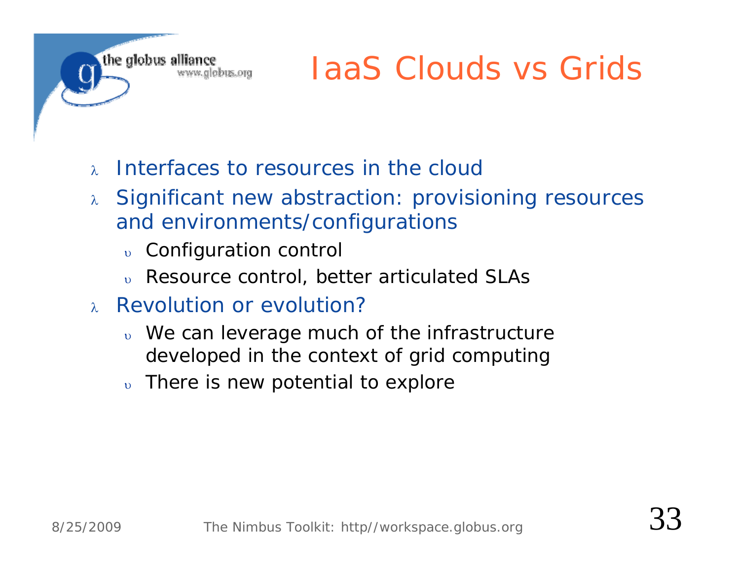# IaaS Clouds vs Grids

- Interfaces to resources in the cloud
- Significant new abstraction: provisioning resources and environments/configurations
  - Configuration control
  - Resource control, better articulated SLAs
- Revolution or evolution?
  - We can leverage much of the infrastructure developed in the context of grid computing
  - There is new potential to explore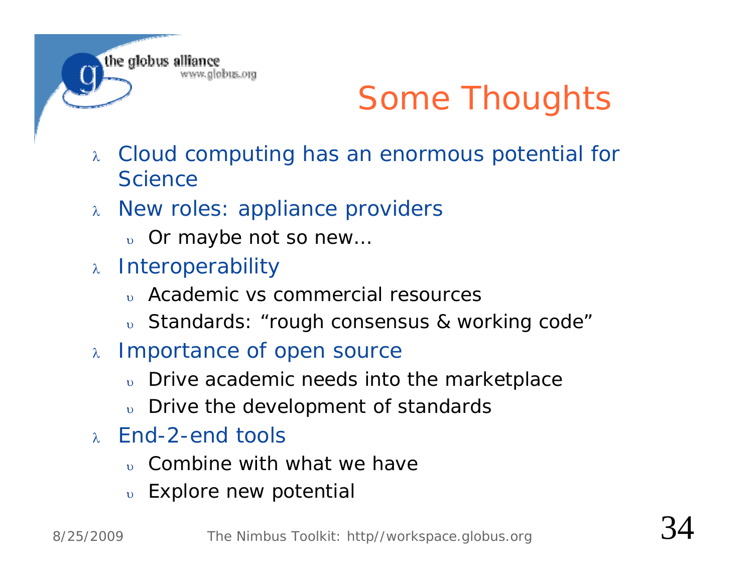# Some Thoughts

- Cloud computing has an enormous potential for Science
- New roles: appliance providers
  - Or maybe not so new…
- Interoperability
  - Academic vs commercial resources
  - Standards: “rough consensus & working code”
- Importance of open source
  - Drive academic needs into the marketplace
  - Drive the development of standards
- End-2-end tools
  - Combine with what we have
  - Explore new potential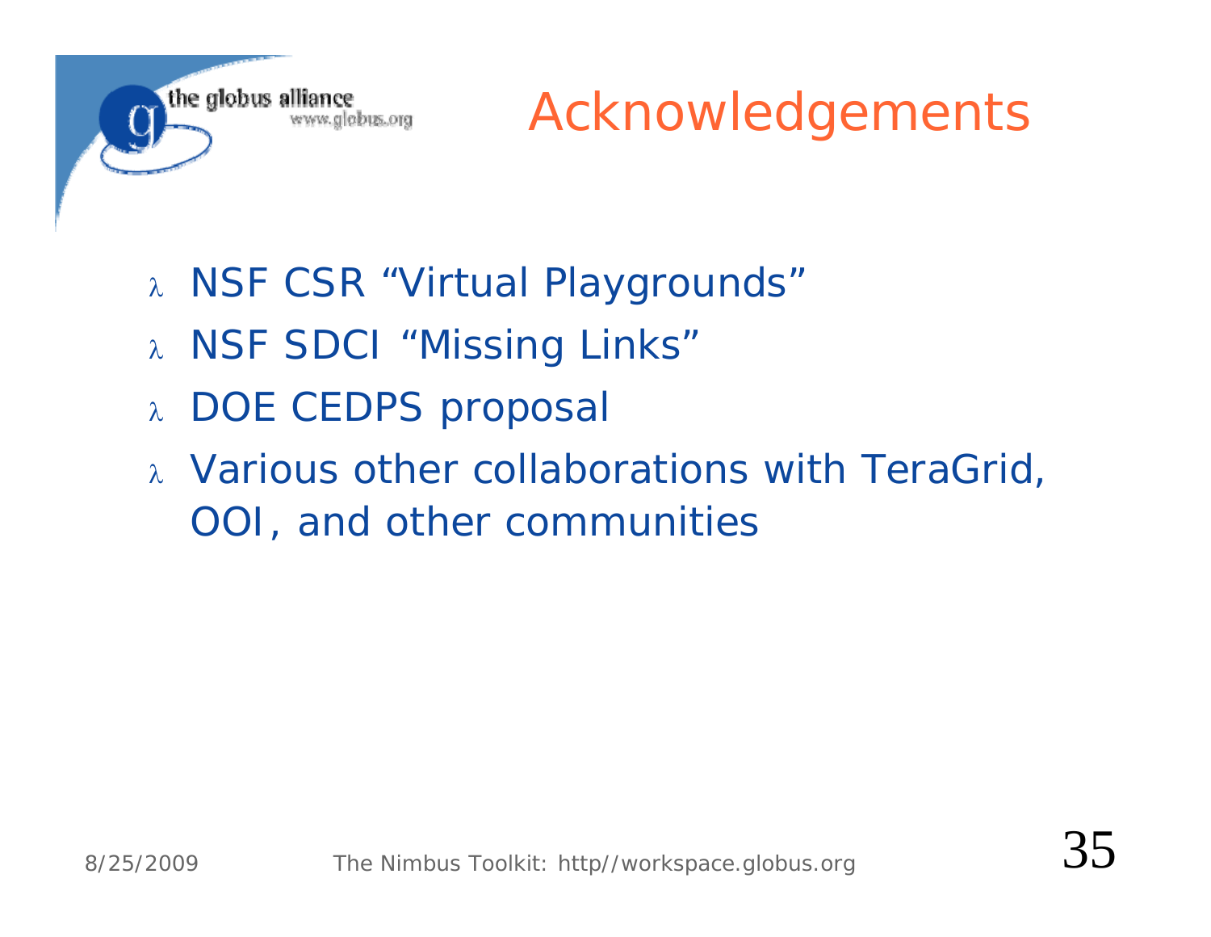# Acknowledgements

- NSF CSR "Virtual Playgrounds"
- NSF SDCI "Missing Links"
- DOE CEDPS proposal
- Various other collaborations with TeraGrid, OOI, and other communities